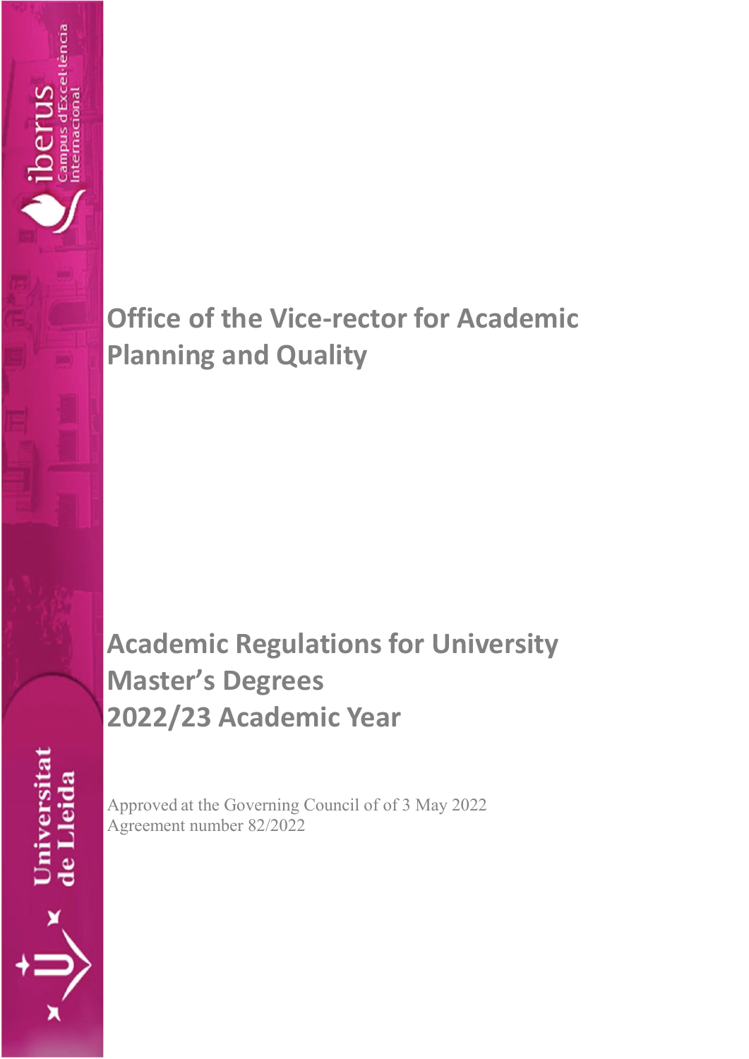# Office of the Vice-rector for Academic Planning and Quality

# Academic Regulations for University Master's Degrees 2022/23 Academic Year

Approved at the Governing Council of of 3 May 2022
Agreement number 82/2022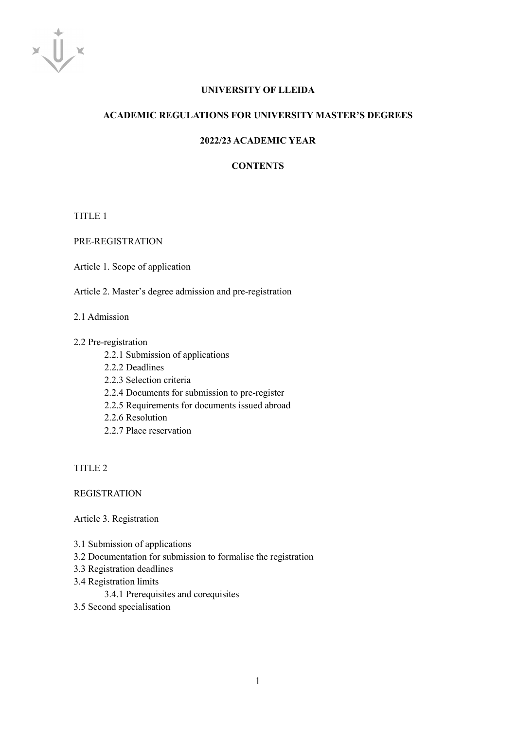**UNIVERSITY OF LLEIDA**

**ACADEMIC REGULATIONS FOR UNIVERSITY MASTER'S DEGREES**

**2022/23 ACADEMIC YEAR**

**CONTENTS**

TITLE 1

PRE-REGISTRATION

Article 1. Scope of application

Article 2. Master's degree admission and pre-registration

2.1 Admission

2.2 Pre-registration

- 2.2.1 Submission of applications
- 2.2.2 Deadlines
- 2.2.3 Selection criteria
- 2.2.4 Documents for submission to pre-register
- 2.2.5 Requirements for documents issued abroad
- 2.2.6 Resolution
- 2.2.7 Place reservation

TITLE 2

REGISTRATION

Article 3. Registration

3.1 Submission of applications
3.2 Documentation for submission to formalise the registration
3.3 Registration deadlines
3.4 Registration limits

- 3.4.1 Prerequisites and corequisites

3.5 Second specialisation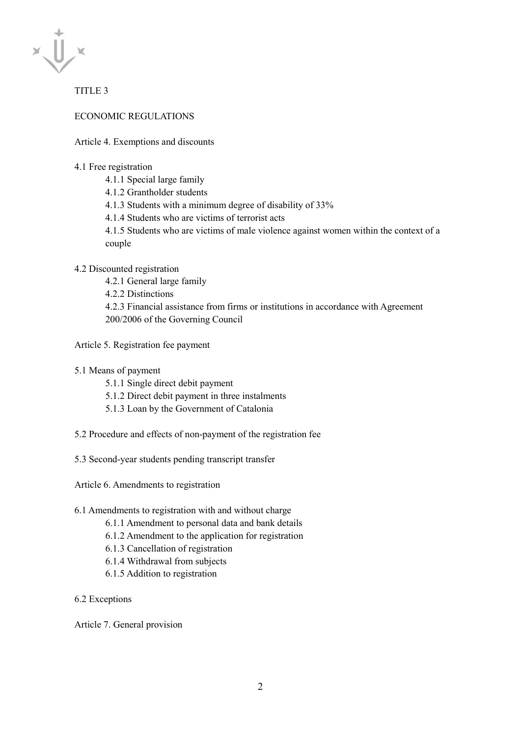TITLE 3

ECONOMIC REGULATIONS

Article 4. Exemptions and discounts

4.1 Free registration

- 4.1.1 Special large family
- 4.1.2 Grantholder students
- 4.1.3 Students with a minimum degree of disability of 33%
- 4.1.4 Students who are victims of terrorist acts
- 4.1.5 Students who are victims of male violence against women within the context of a couple

4.2 Discounted registration

- 4.2.1 General large family
- 4.2.2 Distinctions
- 4.2.3 Financial assistance from firms or institutions in accordance with Agreement 200/2006 of the Governing Council

Article 5. Registration fee payment

5.1 Means of payment

- 5.1.1 Single direct debit payment
- 5.1.2 Direct debit payment in three instalments
- 5.1.3 Loan by the Government of Catalonia

5.2 Procedure and effects of non-payment of the registration fee

5.3 Second-year students pending transcript transfer

Article 6. Amendments to registration

6.1 Amendments to registration with and without charge

- 6.1.1 Amendment to personal data and bank details
- 6.1.2 Amendment to the application for registration
- 6.1.3 Cancellation of registration
- 6.1.4 Withdrawal from subjects
- 6.1.5 Addition to registration

6.2 Exceptions

Article 7. General provision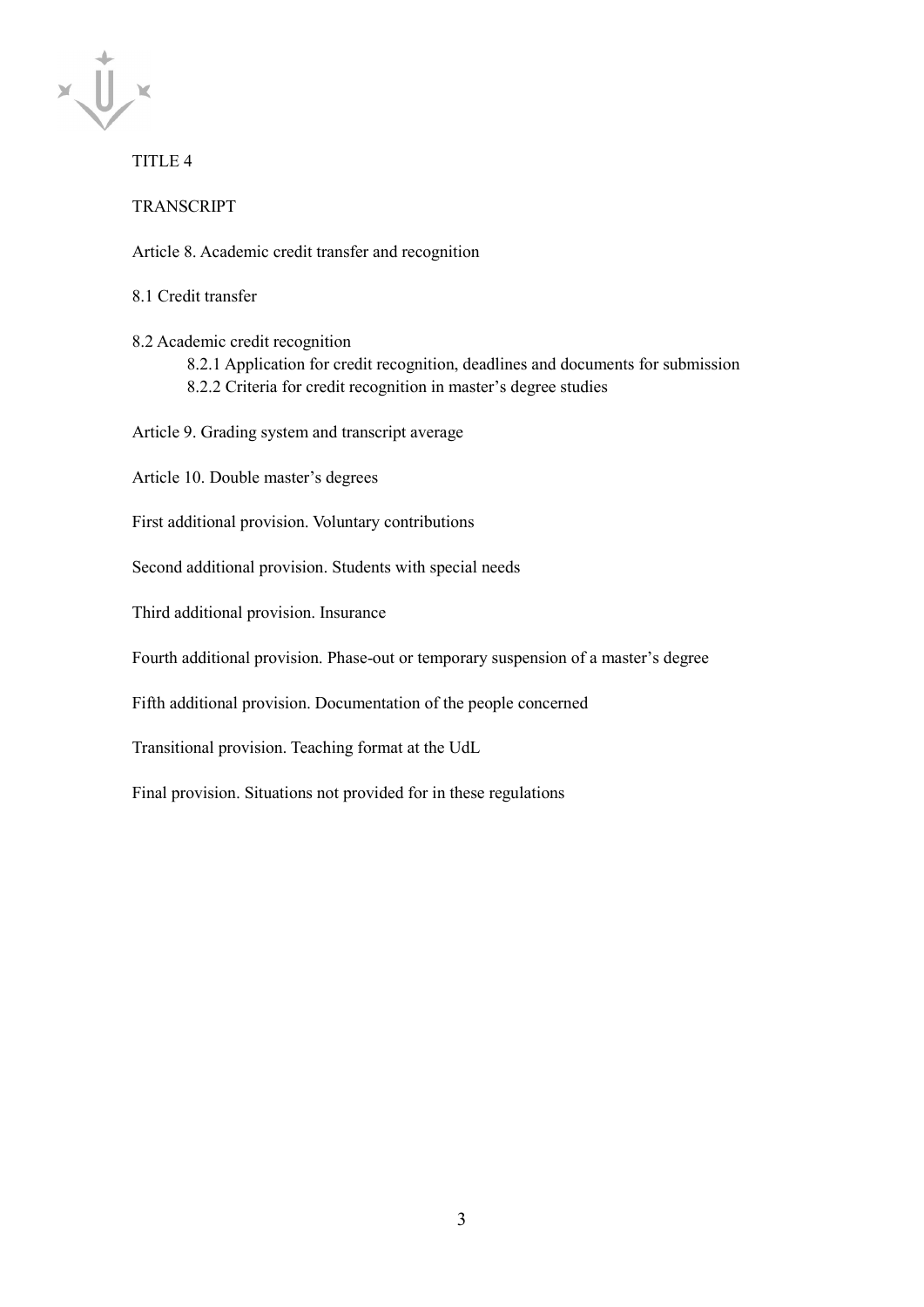TITLE 4

TRANSCRIPT

Article 8. Academic credit transfer and recognition

8.1 Credit transfer

8.2 Academic credit recognition

- 8.2.1 Application for credit recognition, deadlines and documents for submission
- 8.2.2 Criteria for credit recognition in master's degree studies

Article 9. Grading system and transcript average

Article 10. Double master's degrees

First additional provision. Voluntary contributions

Second additional provision. Students with special needs

Third additional provision. Insurance

Fourth additional provision. Phase-out or temporary suspension of a master's degree

Fifth additional provision. Documentation of the people concerned

Transitional provision. Teaching format at the UdL

Final provision. Situations not provided for in these regulations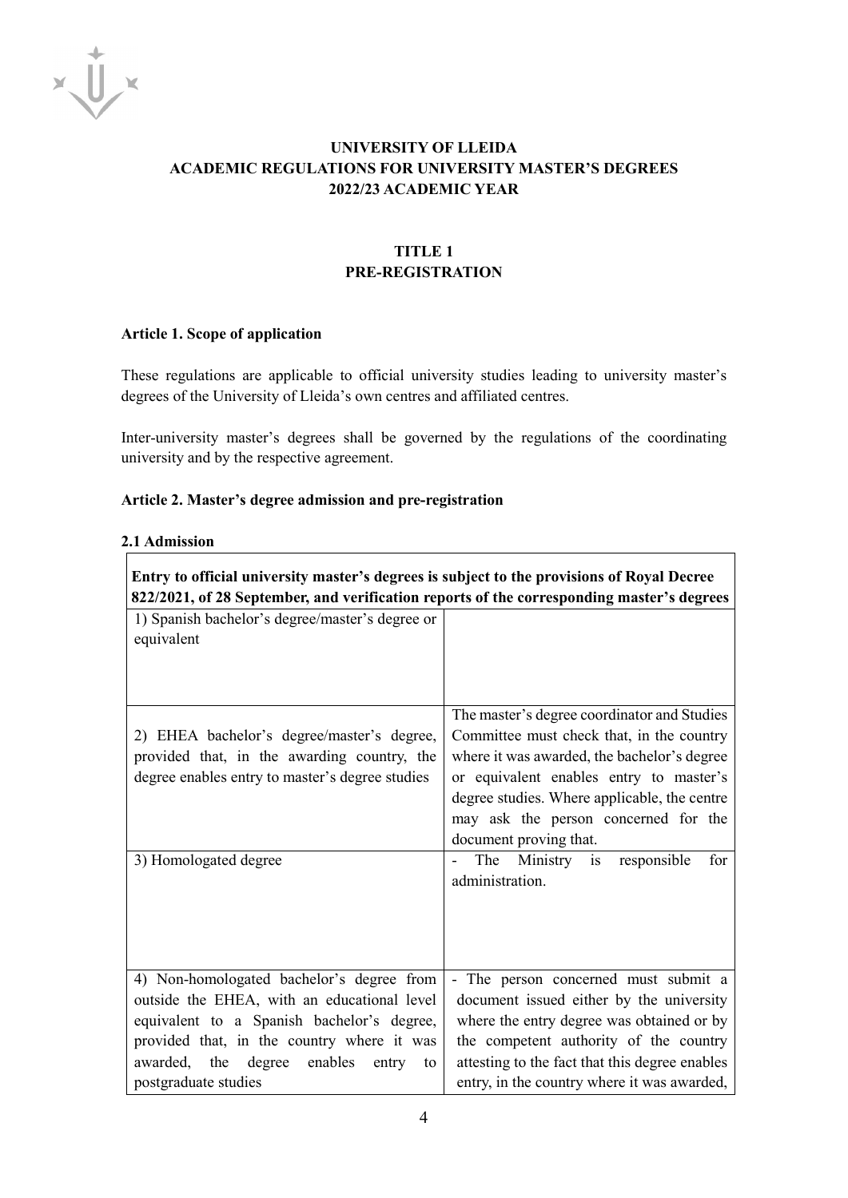# UNIVERSITY OF LLEIDA
# ACADEMIC REGULATIONS FOR UNIVERSITY MASTER'S DEGREES
# 2022/23 ACADEMIC YEAR

## TITLE 1
## PRE-REGISTRATION

### Article 1. Scope of application

These regulations are applicable to official university studies leading to university master's degrees of the University of Lleida's own centres and affiliated centres.

Inter-university master's degrees shall be governed by the regulations of the coordinating university and by the respective agreement.

### Article 2. Master's degree admission and pre-registration

#### 2.1 Admission

| **Entry to official university master's degrees is subject to the provisions of Royal Decree 822/2021, of 28 September, and verification reports of the corresponding master's degrees** | |
|---|---|
| 1) Spanish bachelor's degree/master's degree or equivalent | |
| 2) EHEA bachelor's degree/master's degree, provided that, in the awarding country, the degree enables entry to master's degree studies | The master's degree coordinator and Studies Committee must check that, in the country where it was awarded, the bachelor's degree or equivalent enables entry to master's degree studies. Where applicable, the centre may ask the person concerned for the document proving that. |
| 3) Homologated degree | - The Ministry is responsible for administration. |
| 4) Non-homologated bachelor's degree from outside the EHEA, with an educational level equivalent to a Spanish bachelor's degree, provided that, in the country where it was awarded, the degree enables entry to postgraduate studies | - The person concerned must submit a document issued either by the university where the entry degree was obtained or by the competent authority of the country attesting to the fact that this degree enables entry, in the country where it was awarded, |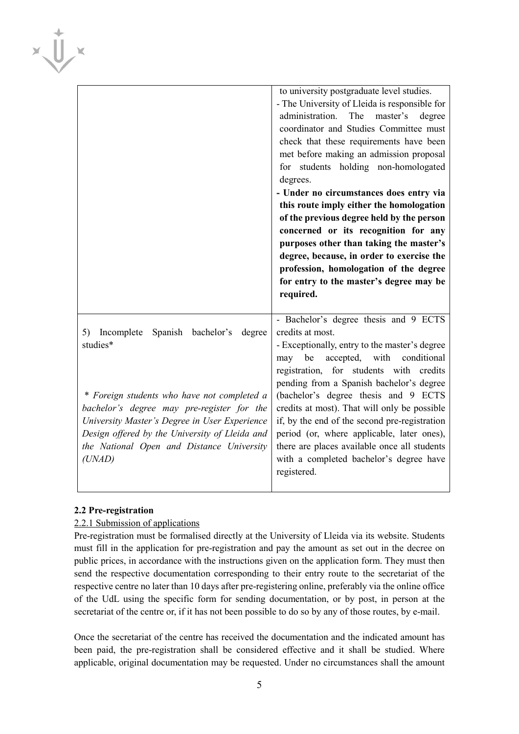| | |
|---|---|
| | to university postgraduate level studies.<br>- The University of Lleida is responsible for administration. The master's degree coordinator and Studies Committee must check that these requirements have been met before making an admission proposal for students holding non-homologated degrees.<br>**- Under no circumstances does entry via this route imply either the homologation of the previous degree held by the person concerned or its recognition for any purposes other than taking the master's degree, because, in order to exercise the profession, homologation of the degree for entry to the master's degree may be required.** |
| 5) Incomplete Spanish bachelor's degree studies*<br><br>*\* Foreign students who have not completed a bachelor's degree may pre-register for the University Master's Degree in User Experience Design offered by the University of Lleida and the National Open and Distance University (UNAD)* | - Bachelor's degree thesis and 9 ECTS credits at most.<br>- Exceptionally, entry to the master's degree may be accepted, with conditional registration, for students with credits pending from a Spanish bachelor's degree (bachelor's degree thesis and 9 ECTS credits at most). That will only be possible if, by the end of the second pre-registration period (or, where applicable, later ones), there are places available once all students with a completed bachelor's degree have registered. |

**2.2 Pre-registration**

2.2.1 Submission of applications

Pre-registration must be formalised directly at the University of Lleida via its website. Students must fill in the application for pre-registration and pay the amount as set out in the decree on public prices, in accordance with the instructions given on the application form. They must then send the respective documentation corresponding to their entry route to the secretariat of the respective centre no later than 10 days after pre-registering online, preferably via the online office of the UdL using the specific form for sending documentation, or by post, in person at the secretariat of the centre or, if it has not been possible to do so by any of those routes, by e-mail.

Once the secretariat of the centre has received the documentation and the indicated amount has been paid, the pre-registration shall be considered effective and it shall be studied. Where applicable, original documentation may be requested. Under no circumstances shall the amount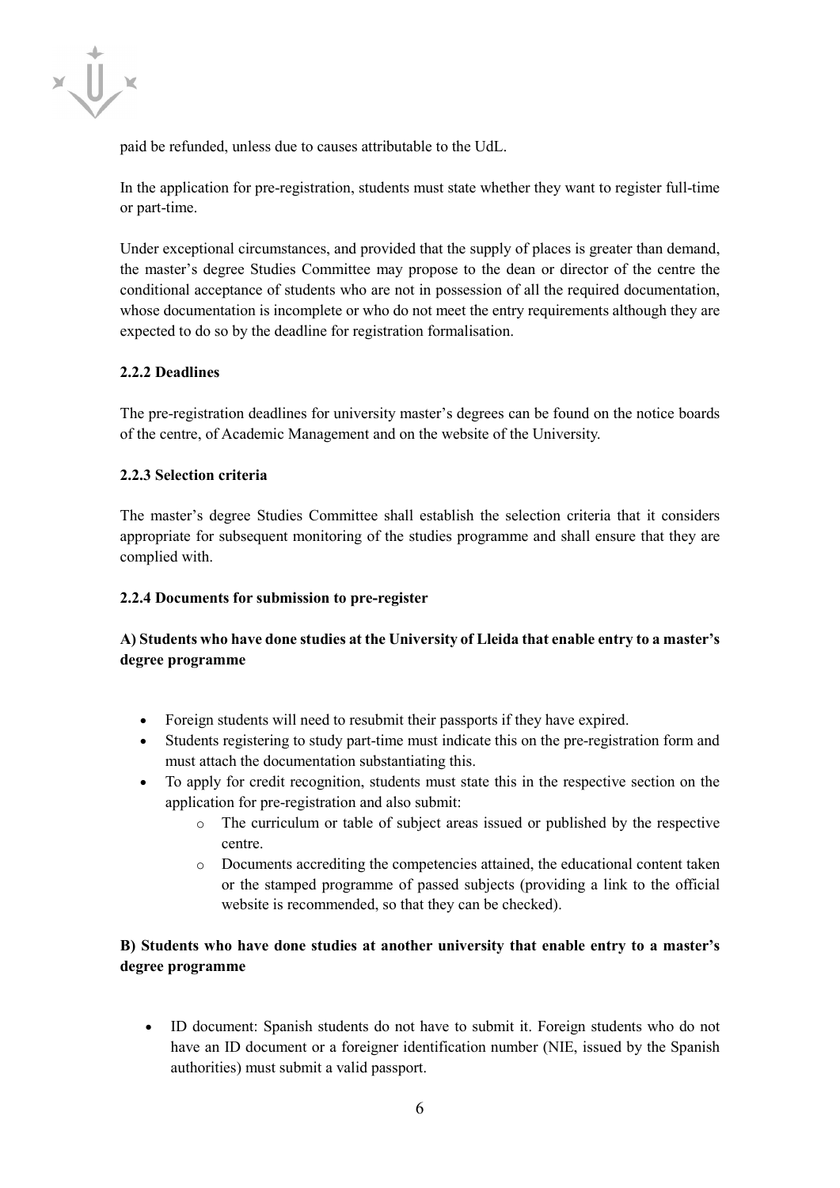paid be refunded, unless due to causes attributable to the UdL.

In the application for pre-registration, students must state whether they want to register full-time or part-time.

Under exceptional circumstances, and provided that the supply of places is greater than demand, the master's degree Studies Committee may propose to the dean or director of the centre the conditional acceptance of students who are not in possession of all the required documentation, whose documentation is incomplete or who do not meet the entry requirements although they are expected to do so by the deadline for registration formalisation.

#### 2.2.2 Deadlines

The pre-registration deadlines for university master's degrees can be found on the notice boards of the centre, of Academic Management and on the website of the University.

#### 2.2.3 Selection criteria

The master's degree Studies Committee shall establish the selection criteria that it considers appropriate for subsequent monitoring of the studies programme and shall ensure that they are complied with.

#### 2.2.4 Documents for submission to pre-register

**A) Students who have done studies at the University of Lleida that enable entry to a master's degree programme**

- Foreign students will need to resubmit their passports if they have expired.
- Students registering to study part-time must indicate this on the pre-registration form and must attach the documentation substantiating this.
- To apply for credit recognition, students must state this in the respective section on the application for pre-registration and also submit:
    - The curriculum or table of subject areas issued or published by the respective centre.
    - Documents accrediting the competencies attained, the educational content taken or the stamped programme of passed subjects (providing a link to the official website is recommended, so that they can be checked).

**B) Students who have done studies at another university that enable entry to a master's degree programme**

- ID document: Spanish students do not have to submit it. Foreign students who do not have an ID document or a foreigner identification number (NIE, issued by the Spanish authorities) must submit a valid passport.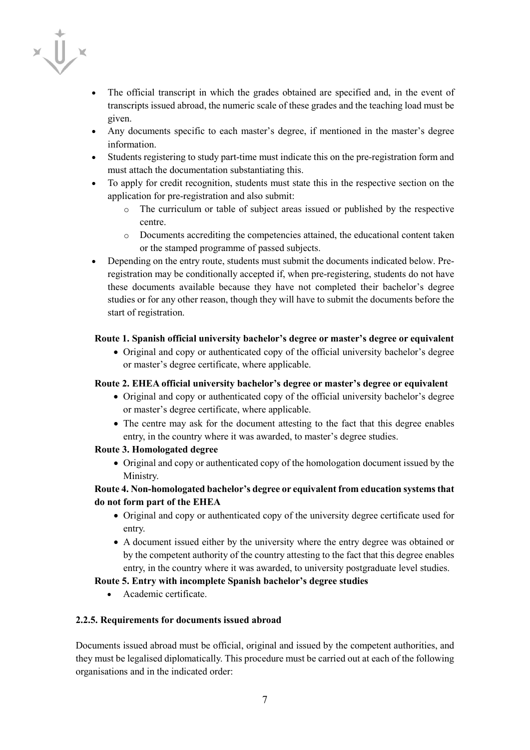- The official transcript in which the grades obtained are specified and, in the event of transcripts issued abroad, the numeric scale of these grades and the teaching load must be given.
- Any documents specific to each master's degree, if mentioned in the master's degree information.
- Students registering to study part-time must indicate this on the pre-registration form and must attach the documentation substantiating this.
- To apply for credit recognition, students must state this in the respective section on the application for pre-registration and also submit:
  - The curriculum or table of subject areas issued or published by the respective centre.
  - Documents accrediting the competencies attained, the educational content taken or the stamped programme of passed subjects.
- Depending on the entry route, students must submit the documents indicated below. Pre-registration may be conditionally accepted if, when pre-registering, students do not have these documents available because they have not completed their bachelor's degree studies or for any other reason, though they will have to submit the documents before the start of registration.

**Route 1. Spanish official university bachelor's degree or master's degree or equivalent**

- Original and copy or authenticated copy of the official university bachelor's degree or master's degree certificate, where applicable.

**Route 2. EHEA official university bachelor's degree or master's degree or equivalent**

- Original and copy or authenticated copy of the official university bachelor's degree or master's degree certificate, where applicable.
- The centre may ask for the document attesting to the fact that this degree enables entry, in the country where it was awarded, to master's degree studies.

**Route 3. Homologated degree**

- Original and copy or authenticated copy of the homologation document issued by the Ministry.

**Route 4. Non-homologated bachelor's degree or equivalent from education systems that do not form part of the EHEA**

- Original and copy or authenticated copy of the university degree certificate used for entry.
- A document issued either by the university where the entry degree was obtained or by the competent authority of the country attesting to the fact that this degree enables entry, in the country where it was awarded, to university postgraduate level studies.

**Route 5. Entry with incomplete Spanish bachelor's degree studies**

- Academic certificate.

#### 2.2.5. Requirements for documents issued abroad

Documents issued abroad must be official, original and issued by the competent authorities, and they must be legalised diplomatically. This procedure must be carried out at each of the following organisations and in the indicated order: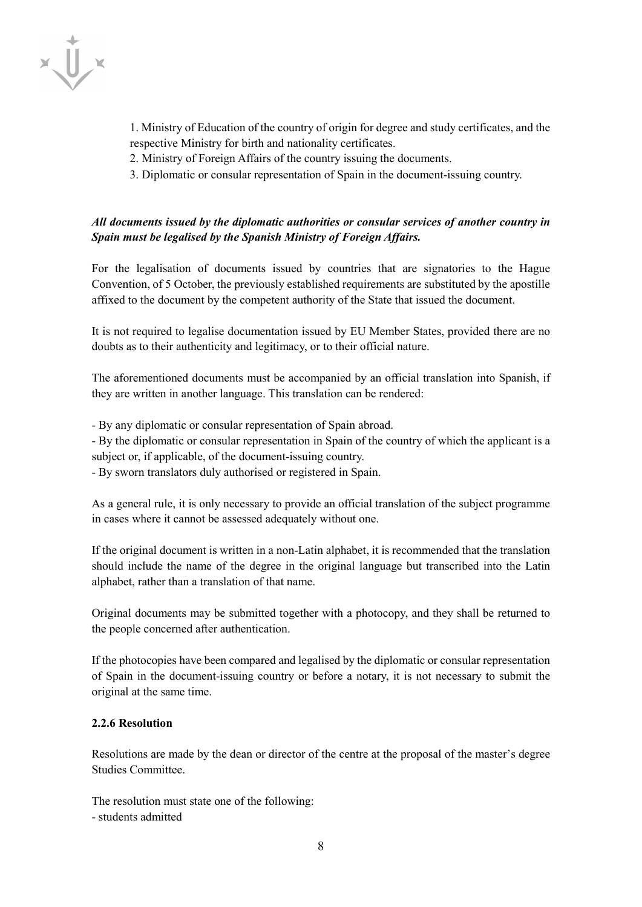1. Ministry of Education of the country of origin for degree and study certificates, and the respective Ministry for birth and nationality certificates.
2. Ministry of Foreign Affairs of the country issuing the documents.
3. Diplomatic or consular representation of Spain in the document-issuing country.

***All documents issued by the diplomatic authorities or consular services of another country in Spain must be legalised by the Spanish Ministry of Foreign Affairs.***

For the legalisation of documents issued by countries that are signatories to the Hague Convention, of 5 October, the previously established requirements are substituted by the apostille affixed to the document by the competent authority of the State that issued the document.

It is not required to legalise documentation issued by EU Member States, provided there are no doubts as to their authenticity and legitimacy, or to their official nature.

The aforementioned documents must be accompanied by an official translation into Spanish, if they are written in another language. This translation can be rendered:

- By any diplomatic or consular representation of Spain abroad.
- By the diplomatic or consular representation in Spain of the country of which the applicant is a subject or, if applicable, of the document-issuing country.
- By sworn translators duly authorised or registered in Spain.

As a general rule, it is only necessary to provide an official translation of the subject programme in cases where it cannot be assessed adequately without one.

If the original document is written in a non-Latin alphabet, it is recommended that the translation should include the name of the degree in the original language but transcribed into the Latin alphabet, rather than a translation of that name.

Original documents may be submitted together with a photocopy, and they shall be returned to the people concerned after authentication.

If the photocopies have been compared and legalised by the diplomatic or consular representation of Spain in the document-issuing country or before a notary, it is not necessary to submit the original at the same time.

**2.2.6 Resolution**

Resolutions are made by the dean or director of the centre at the proposal of the master's degree Studies Committee.

The resolution must state one of the following:
- students admitted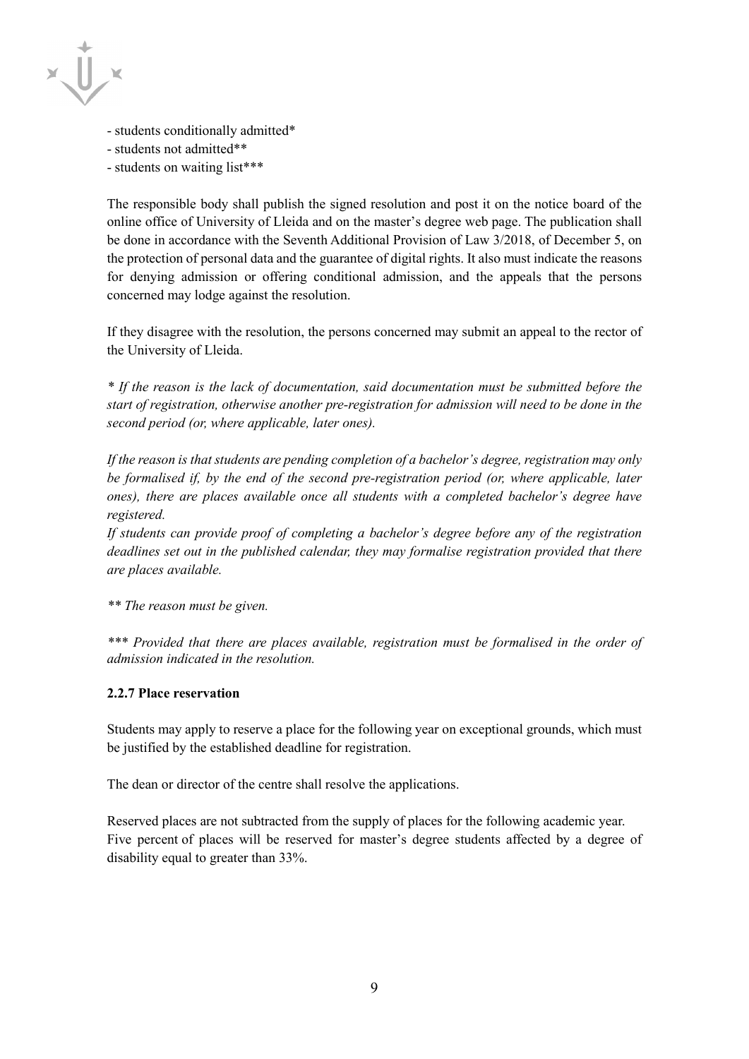- students conditionally admitted*
- students not admitted**
- students on waiting list***

The responsible body shall publish the signed resolution and post it on the notice board of the online office of University of Lleida and on the master's degree web page. The publication shall be done in accordance with the Seventh Additional Provision of Law 3/2018, of December 5, on the protection of personal data and the guarantee of digital rights. It also must indicate the reasons for denying admission or offering conditional admission, and the appeals that the persons concerned may lodge against the resolution.

If they disagree with the resolution, the persons concerned may submit an appeal to the rector of the University of Lleida.

*\* If the reason is the lack of documentation, said documentation must be submitted before the start of registration, otherwise another pre-registration for admission will need to be done in the second period (or, where applicable, later ones).*

*If the reason is that students are pending completion of a bachelor's degree, registration may only be formalised if, by the end of the second pre-registration period (or, where applicable, later ones), there are places available once all students with a completed bachelor's degree have registered.*
*If students can provide proof of completing a bachelor's degree before any of the registration deadlines set out in the published calendar, they may formalise registration provided that there are places available.*

*\*\* The reason must be given.*

*\*\*\* Provided that there are places available, registration must be formalised in the order of admission indicated in the resolution.*

#### 2.2.7 Place reservation

Students may apply to reserve a place for the following year on exceptional grounds, which must be justified by the established deadline for registration.

The dean or director of the centre shall resolve the applications.

Reserved places are not subtracted from the supply of places for the following academic year.
Five percent of places will be reserved for master's degree students affected by a degree of disability equal to greater than 33%.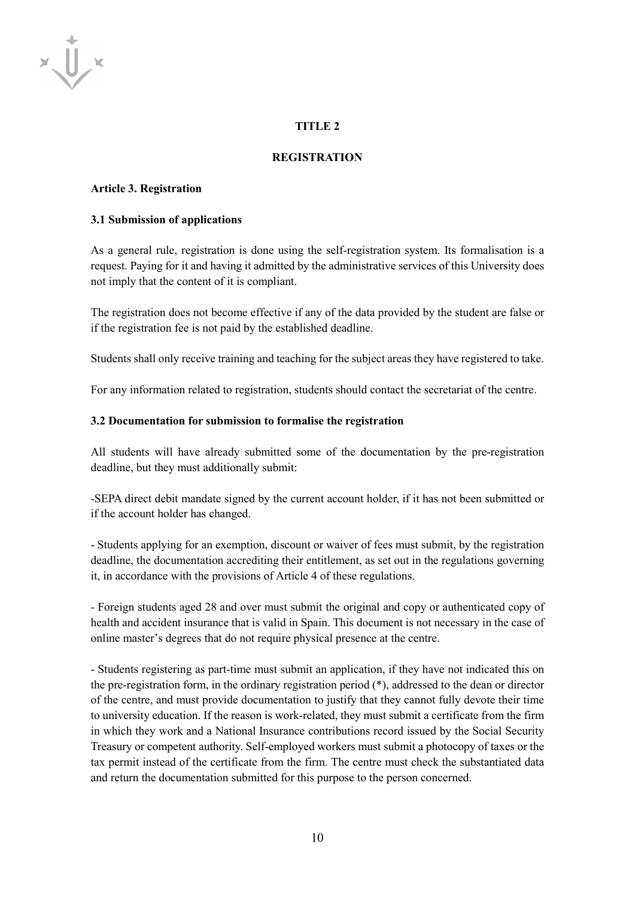# TITLE 2

# REGISTRATION

## Article 3. Registration

### 3.1 Submission of applications

As a general rule, registration is done using the self-registration system. Its formalisation is a request. Paying for it and having it admitted by the administrative services of this University does not imply that the content of it is compliant.

The registration does not become effective if any of the data provided by the student are false or if the registration fee is not paid by the established deadline.

Students shall only receive training and teaching for the subject areas they have registered to take.

For any information related to registration, students should contact the secretariat of the centre.

### 3.2 Documentation for submission to formalise the registration

All students will have already submitted some of the documentation by the pre-registration deadline, but they must additionally submit:

-SEPA direct debit mandate signed by the current account holder, if it has not been submitted or if the account holder has changed.

- Students applying for an exemption, discount or waiver of fees must submit, by the registration deadline, the documentation accrediting their entitlement, as set out in the regulations governing it, in accordance with the provisions of Article 4 of these regulations.

- Foreign students aged 28 and over must submit the original and copy or authenticated copy of health and accident insurance that is valid in Spain. This document is not necessary in the case of online master's degrees that do not require physical presence at the centre.

- Students registering as part-time must submit an application, if they have not indicated this on the pre-registration form, in the ordinary registration period (*), addressed to the dean or director of the centre, and must provide documentation to justify that they cannot fully devote their time to university education. If the reason is work-related, they must submit a certificate from the firm in which they work and a National Insurance contributions record issued by the Social Security Treasury or competent authority. Self-employed workers must submit a photocopy of taxes or the tax permit instead of the certificate from the firm. The centre must check the substantiated data and return the documentation submitted for this purpose to the person concerned.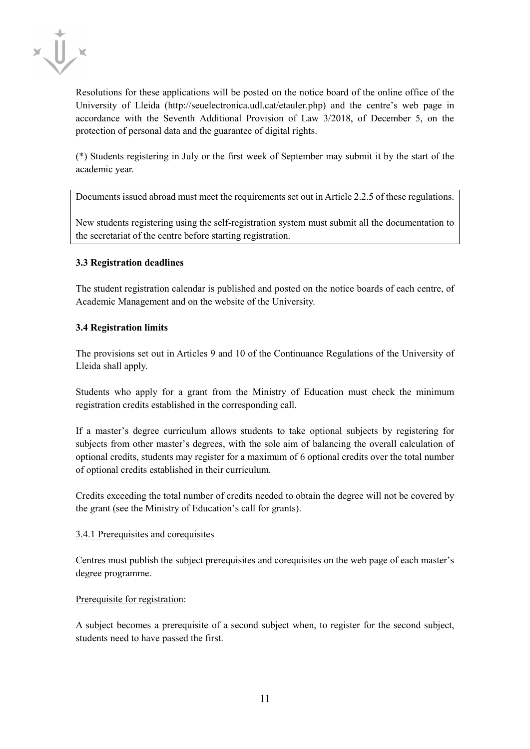Resolutions for these applications will be posted on the notice board of the online office of the University of Lleida (http://seuelectronica.udl.cat/etauler.php) and the centre's web page in accordance with the Seventh Additional Provision of Law 3/2018, of December 5, on the protection of personal data and the guarantee of digital rights.

(*) Students registering in July or the first week of September may submit it by the start of the academic year.

Documents issued abroad must meet the requirements set out in Article 2.2.5 of these regulations.

New students registering using the self-registration system must submit all the documentation to the secretariat of the centre before starting registration.

### 3.3 Registration deadlines

The student registration calendar is published and posted on the notice boards of each centre, of Academic Management and on the website of the University.

### 3.4 Registration limits

The provisions set out in Articles 9 and 10 of the Continuance Regulations of the University of Lleida shall apply.

Students who apply for a grant from the Ministry of Education must check the minimum registration credits established in the corresponding call.

If a master's degree curriculum allows students to take optional subjects by registering for subjects from other master's degrees, with the sole aim of balancing the overall calculation of optional credits, students may register for a maximum of 6 optional credits over the total number of optional credits established in their curriculum.

Credits exceeding the total number of credits needed to obtain the degree will not be covered by the grant (see the Ministry of Education's call for grants).

#### 3.4.1 Prerequisites and corequisites

Centres must publish the subject prerequisites and corequisites on the web page of each master's degree programme.

Prerequisite for registration:

A subject becomes a prerequisite of a second subject when, to register for the second subject, students need to have passed the first.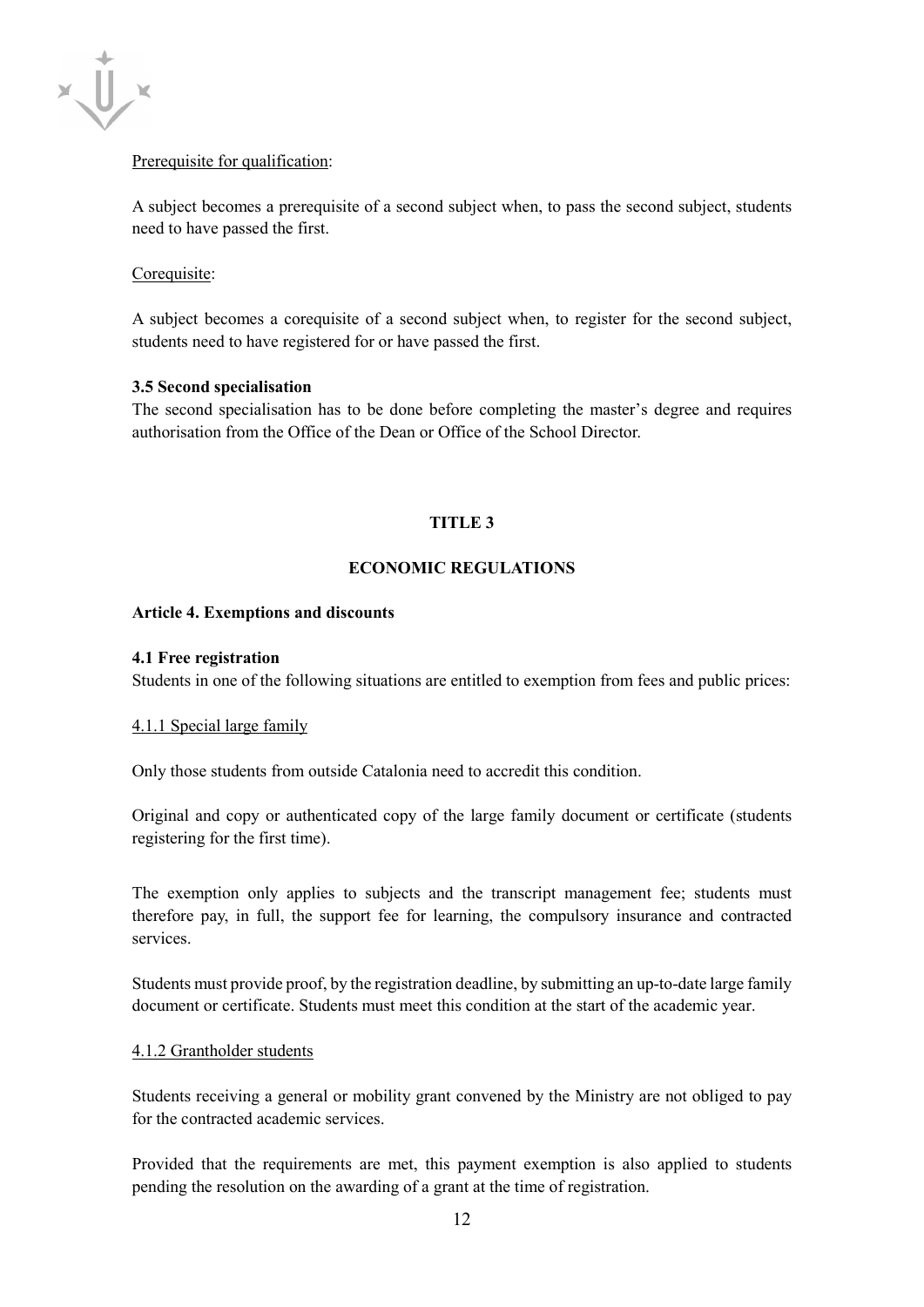Prerequisite for qualification:

A subject becomes a prerequisite of a second subject when, to pass the second subject, students need to have passed the first.

Corequisite:

A subject becomes a corequisite of a second subject when, to register for the second subject, students need to have registered for or have passed the first.

**3.5 Second specialisation**

The second specialisation has to be done before completing the master's degree and requires authorisation from the Office of the Dean or Office of the School Director.

## TITLE 3

## ECONOMIC REGULATIONS

### Article 4. Exemptions and discounts

**4.1 Free registration**

Students in one of the following situations are entitled to exemption from fees and public prices:

4.1.1 Special large family

Only those students from outside Catalonia need to accredit this condition.

Original and copy or authenticated copy of the large family document or certificate (students registering for the first time).

The exemption only applies to subjects and the transcript management fee; students must therefore pay, in full, the support fee for learning, the compulsory insurance and contracted services.

Students must provide proof, by the registration deadline, by submitting an up-to-date large family document or certificate. Students must meet this condition at the start of the academic year.

4.1.2 Grantholder students

Students receiving a general or mobility grant convened by the Ministry are not obliged to pay for the contracted academic services.

Provided that the requirements are met, this payment exemption is also applied to students pending the resolution on the awarding of a grant at the time of registration.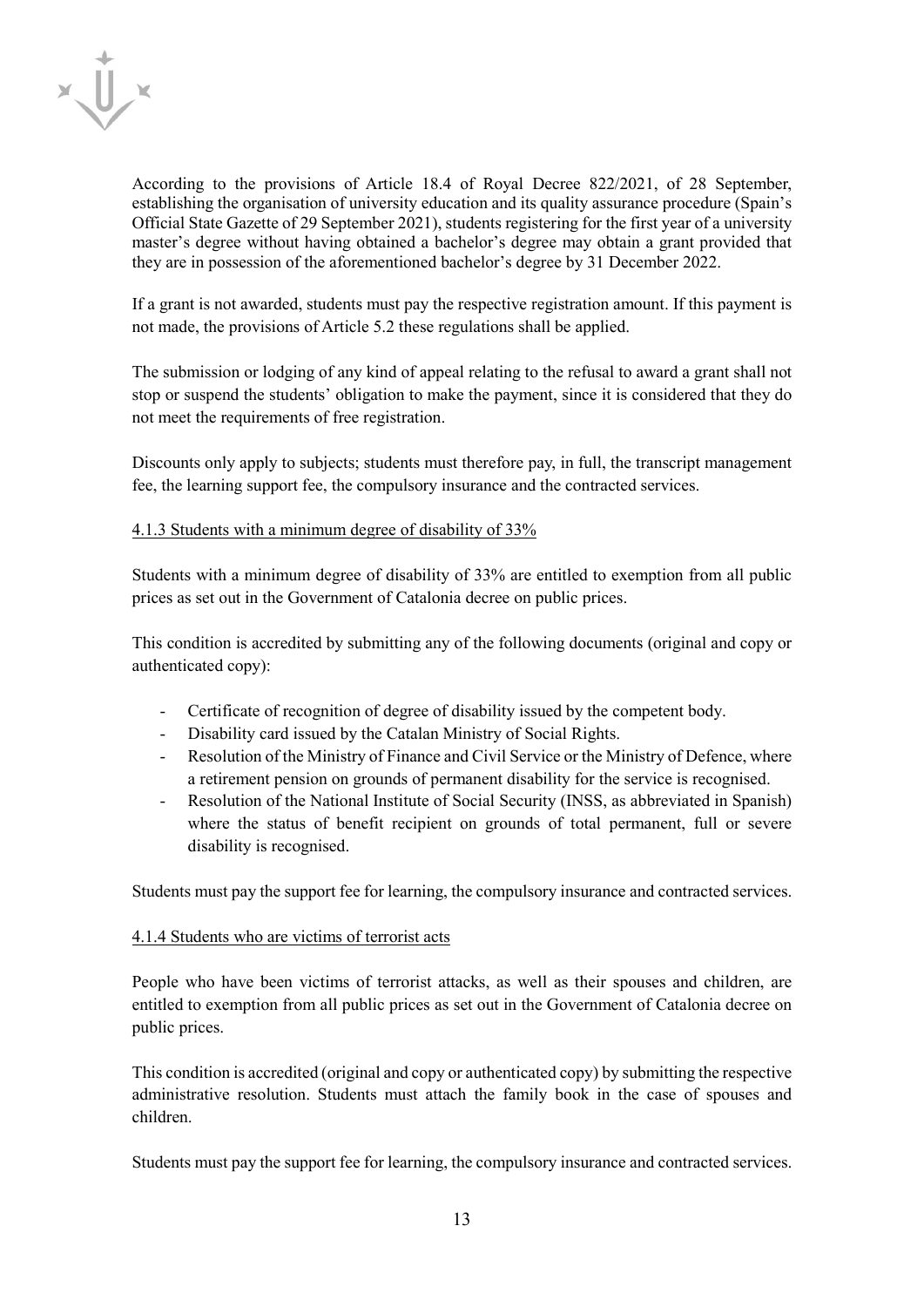According to the provisions of Article 18.4 of Royal Decree 822/2021, of 28 September, establishing the organisation of university education and its quality assurance procedure (Spain's Official State Gazette of 29 September 2021), students registering for the first year of a university master's degree without having obtained a bachelor's degree may obtain a grant provided that they are in possession of the aforementioned bachelor's degree by 31 December 2022.

If a grant is not awarded, students must pay the respective registration amount. If this payment is not made, the provisions of Article 5.2 these regulations shall be applied.

The submission or lodging of any kind of appeal relating to the refusal to award a grant shall not stop or suspend the students' obligation to make the payment, since it is considered that they do not meet the requirements of free registration.

Discounts only apply to subjects; students must therefore pay, in full, the transcript management fee, the learning support fee, the compulsory insurance and the contracted services.

#### 4.1.3 Students with a minimum degree of disability of 33%

Students with a minimum degree of disability of 33% are entitled to exemption from all public prices as set out in the Government of Catalonia decree on public prices.

This condition is accredited by submitting any of the following documents (original and copy or authenticated copy):

- Certificate of recognition of degree of disability issued by the competent body.
- Disability card issued by the Catalan Ministry of Social Rights.
- Resolution of the Ministry of Finance and Civil Service or the Ministry of Defence, where a retirement pension on grounds of permanent disability for the service is recognised.
- Resolution of the National Institute of Social Security (INSS, as abbreviated in Spanish) where the status of benefit recipient on grounds of total permanent, full or severe disability is recognised.

Students must pay the support fee for learning, the compulsory insurance and contracted services.

#### 4.1.4 Students who are victims of terrorist acts

People who have been victims of terrorist attacks, as well as their spouses and children, are entitled to exemption from all public prices as set out in the Government of Catalonia decree on public prices.

This condition is accredited (original and copy or authenticated copy) by submitting the respective administrative resolution. Students must attach the family book in the case of spouses and children.

Students must pay the support fee for learning, the compulsory insurance and contracted services.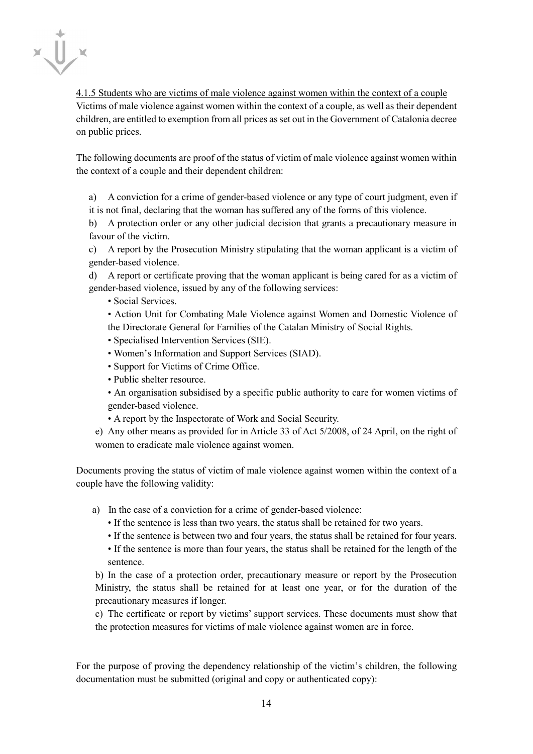4.1.5 Students who are victims of male violence against women within the context of a couple

Victims of male violence against women within the context of a couple, as well as their dependent children, are entitled to exemption from all prices as set out in the Government of Catalonia decree on public prices.

The following documents are proof of the status of victim of male violence against women within the context of a couple and their dependent children:

a) A conviction for a crime of gender-based violence or any type of court judgment, even if it is not final, declaring that the woman has suffered any of the forms of this violence.

b) A protection order or any other judicial decision that grants a precautionary measure in favour of the victim.

c) A report by the Prosecution Ministry stipulating that the woman applicant is a victim of gender-based violence.

d) A report or certificate proving that the woman applicant is being cared for as a victim of gender-based violence, issued by any of the following services:

- Social Services.
- Action Unit for Combating Male Violence against Women and Domestic Violence of the Directorate General for Families of the Catalan Ministry of Social Rights.
- Specialised Intervention Services (SIE).
- Women's Information and Support Services (SIAD).
- Support for Victims of Crime Office.
- Public shelter resource.
- An organisation subsidised by a specific public authority to care for women victims of gender-based violence.
- A report by the Inspectorate of Work and Social Security.

e) Any other means as provided for in Article 33 of Act 5/2008, of 24 April, on the right of women to eradicate male violence against women.

Documents proving the status of victim of male violence against women within the context of a couple have the following validity:

a) In the case of a conviction for a crime of gender-based violence:

- If the sentence is less than two years, the status shall be retained for two years.
- If the sentence is between two and four years, the status shall be retained for four years.
- If the sentence is more than four years, the status shall be retained for the length of the sentence.

b) In the case of a protection order, precautionary measure or report by the Prosecution Ministry, the status shall be retained for at least one year, or for the duration of the precautionary measures if longer.

c) The certificate or report by victims' support services. These documents must show that the protection measures for victims of male violence against women are in force.

For the purpose of proving the dependency relationship of the victim's children, the following documentation must be submitted (original and copy or authenticated copy):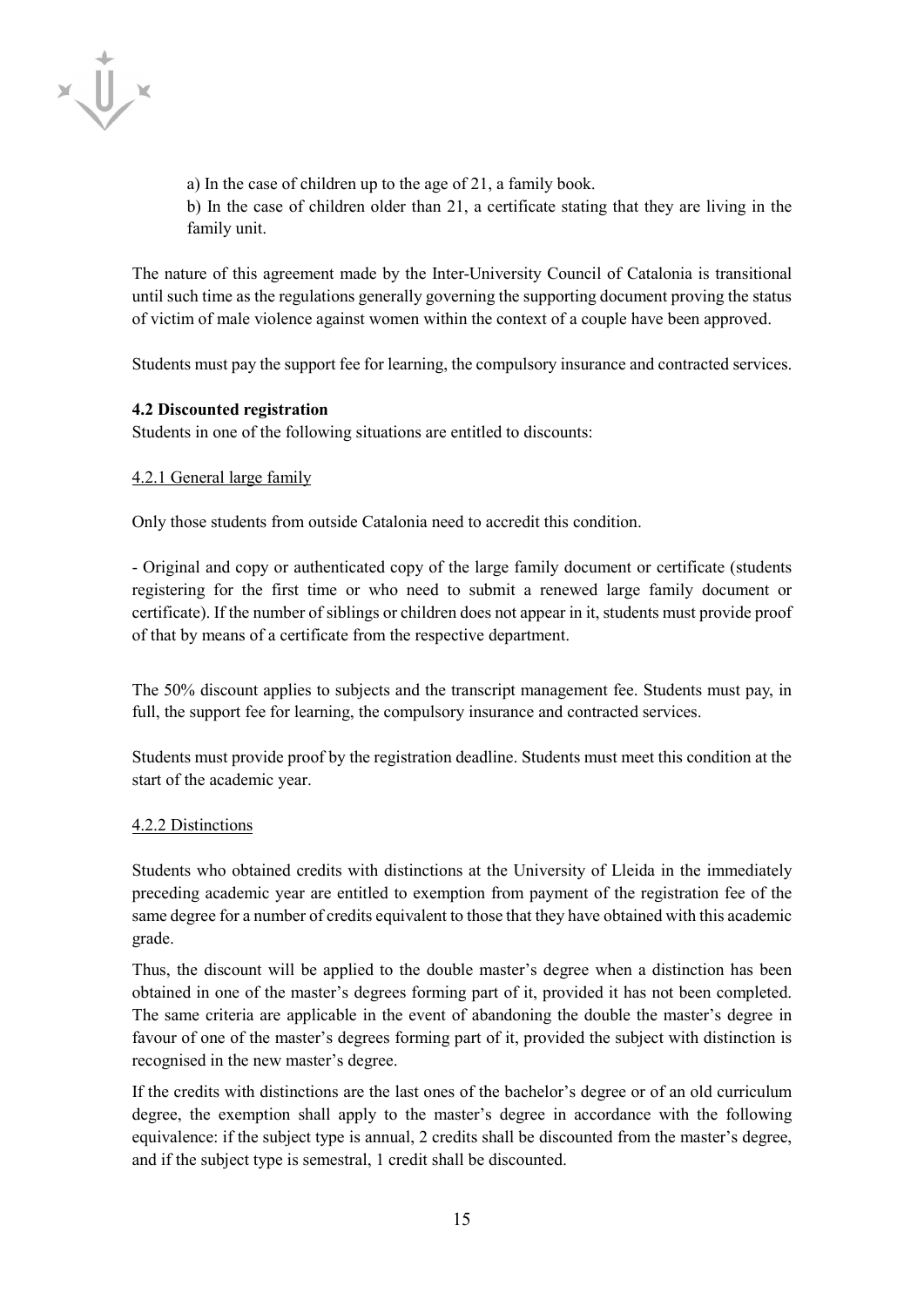a) In the case of children up to the age of 21, a family book.

b) In the case of children older than 21, a certificate stating that they are living in the family unit.

The nature of this agreement made by the Inter-University Council of Catalonia is transitional until such time as the regulations generally governing the supporting document proving the status of victim of male violence against women within the context of a couple have been approved.

Students must pay the support fee for learning, the compulsory insurance and contracted services.

**4.2 Discounted registration**

Students in one of the following situations are entitled to discounts:

4.2.1 General large family

Only those students from outside Catalonia need to accredit this condition.

- Original and copy or authenticated copy of the large family document or certificate (students registering for the first time or who need to submit a renewed large family document or certificate). If the number of siblings or children does not appear in it, students must provide proof of that by means of a certificate from the respective department.

The 50% discount applies to subjects and the transcript management fee. Students must pay, in full, the support fee for learning, the compulsory insurance and contracted services.

Students must provide proof by the registration deadline. Students must meet this condition at the start of the academic year.

4.2.2 Distinctions

Students who obtained credits with distinctions at the University of Lleida in the immediately preceding academic year are entitled to exemption from payment of the registration fee of the same degree for a number of credits equivalent to those that they have obtained with this academic grade.

Thus, the discount will be applied to the double master's degree when a distinction has been obtained in one of the master's degrees forming part of it, provided it has not been completed. The same criteria are applicable in the event of abandoning the double the master's degree in favour of one of the master's degrees forming part of it, provided the subject with distinction is recognised in the new master's degree.

If the credits with distinctions are the last ones of the bachelor's degree or of an old curriculum degree, the exemption shall apply to the master's degree in accordance with the following equivalence: if the subject type is annual, 2 credits shall be discounted from the master's degree, and if the subject type is semestral, 1 credit shall be discounted.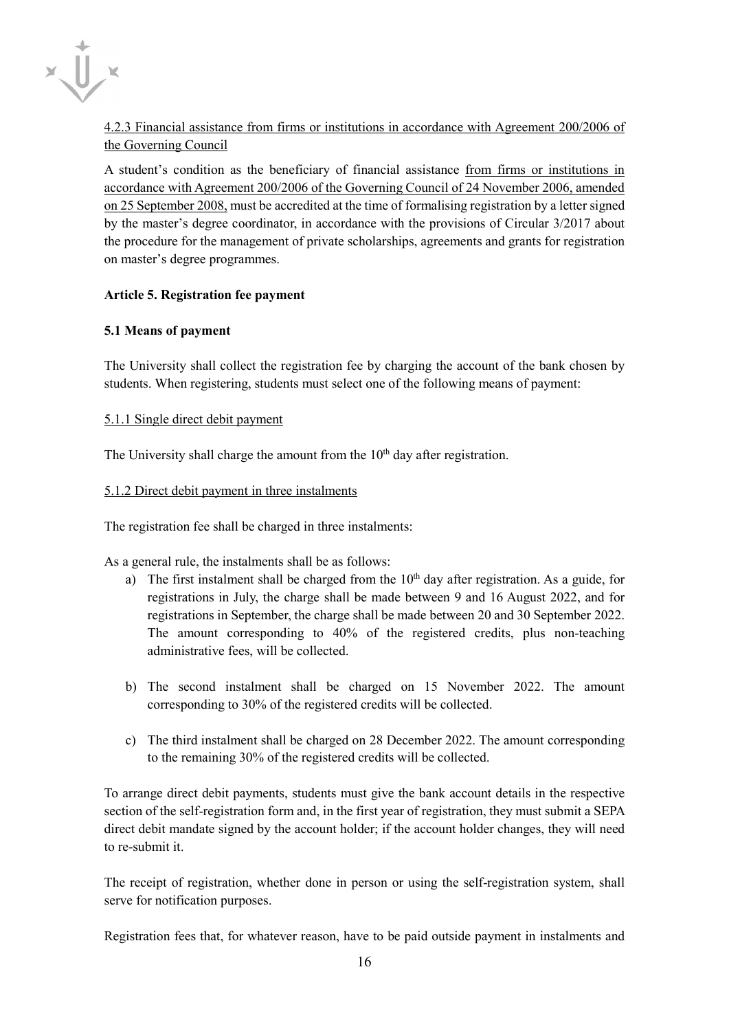4.2.3 Financial assistance from firms or institutions in accordance with Agreement 200/2006 of the Governing Council

A student's condition as the beneficiary of financial assistance from firms or institutions in accordance with Agreement 200/2006 of the Governing Council of 24 November 2006, amended on 25 September 2008, must be accredited at the time of formalising registration by a letter signed by the master's degree coordinator, in accordance with the provisions of Circular 3/2017 about the procedure for the management of private scholarships, agreements and grants for registration on master's degree programmes.

**Article 5. Registration fee payment**

**5.1 Means of payment**

The University shall collect the registration fee by charging the account of the bank chosen by students. When registering, students must select one of the following means of payment:

5.1.1 Single direct debit payment

The University shall charge the amount from the 10th day after registration.

5.1.2 Direct debit payment in three instalments

The registration fee shall be charged in three instalments:

As a general rule, the instalments shall be as follows:

a) The first instalment shall be charged from the 10th day after registration. As a guide, for registrations in July, the charge shall be made between 9 and 16 August 2022, and for registrations in September, the charge shall be made between 20 and 30 September 2022. The amount corresponding to 40% of the registered credits, plus non-teaching administrative fees, will be collected.

b) The second instalment shall be charged on 15 November 2022. The amount corresponding to 30% of the registered credits will be collected.

c) The third instalment shall be charged on 28 December 2022. The amount corresponding to the remaining 30% of the registered credits will be collected.

To arrange direct debit payments, students must give the bank account details in the respective section of the self-registration form and, in the first year of registration, they must submit a SEPA direct debit mandate signed by the account holder; if the account holder changes, they will need to re-submit it.

The receipt of registration, whether done in person or using the self-registration system, shall serve for notification purposes.

Registration fees that, for whatever reason, have to be paid outside payment in instalments and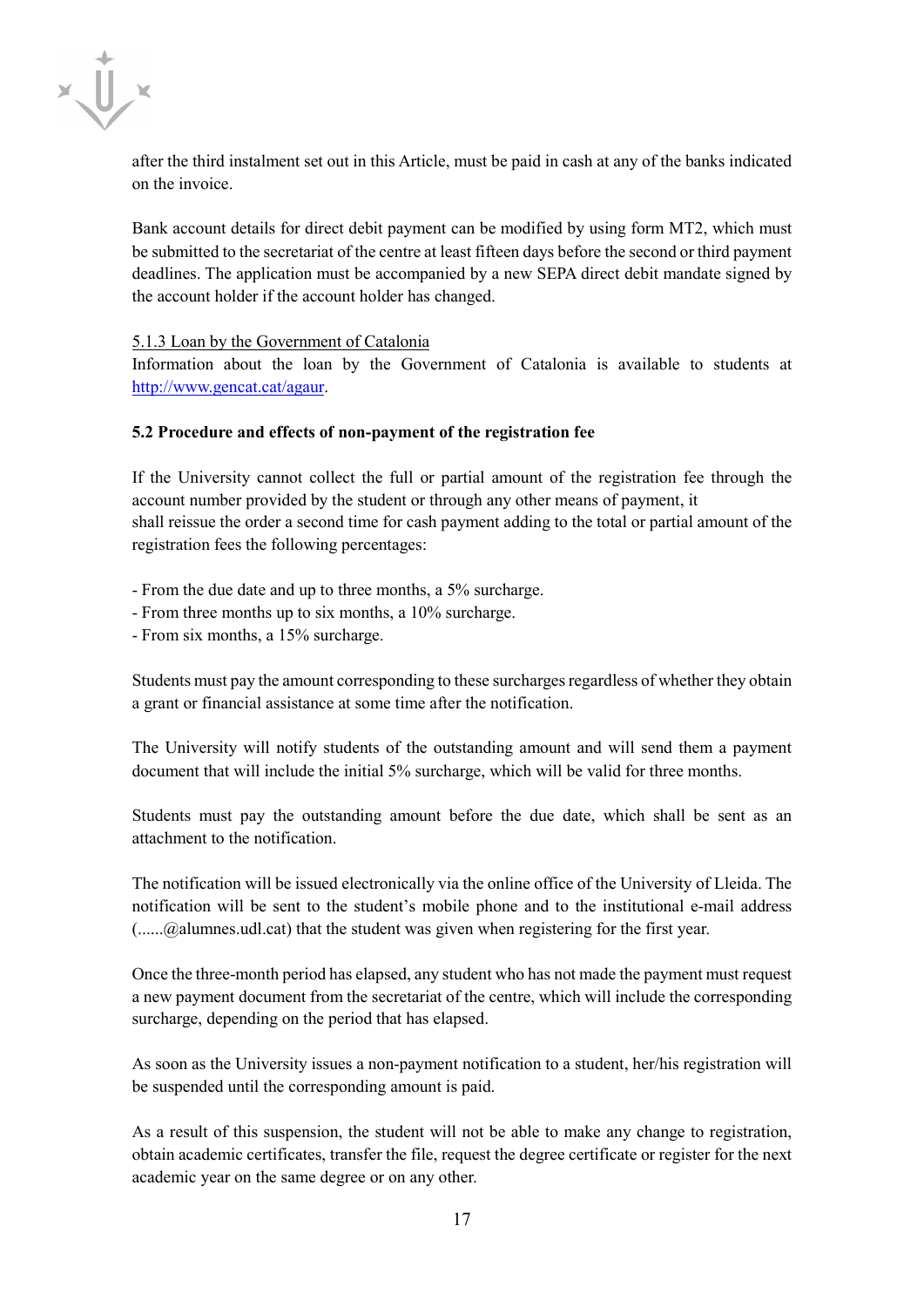after the third instalment set out in this Article, must be paid in cash at any of the banks indicated on the invoice.

Bank account details for direct debit payment can be modified by using form MT2, which must be submitted to the secretariat of the centre at least fifteen days before the second or third payment deadlines. The application must be accompanied by a new SEPA direct debit mandate signed by the account holder if the account holder has changed.

5.1.3 Loan by the Government of Catalonia

Information about the loan by the Government of Catalonia is available to students at http://www.gencat.cat/agaur.

**5.2 Procedure and effects of non-payment of the registration fee**

If the University cannot collect the full or partial amount of the registration fee through the account number provided by the student or through any other means of payment, it shall reissue the order a second time for cash payment adding to the total or partial amount of the registration fees the following percentages:

- From the due date and up to three months, a 5% surcharge.
- From three months up to six months, a 10% surcharge.
- From six months, a 15% surcharge.

Students must pay the amount corresponding to these surcharges regardless of whether they obtain a grant or financial assistance at some time after the notification.

The University will notify students of the outstanding amount and will send them a payment document that will include the initial 5% surcharge, which will be valid for three months.

Students must pay the outstanding amount before the due date, which shall be sent as an attachment to the notification.

The notification will be issued electronically via the online office of the University of Lleida. The notification will be sent to the student's mobile phone and to the institutional e-mail address (......@alumnes.udl.cat) that the student was given when registering for the first year.

Once the three-month period has elapsed, any student who has not made the payment must request a new payment document from the secretariat of the centre, which will include the corresponding surcharge, depending on the period that has elapsed.

As soon as the University issues a non-payment notification to a student, her/his registration will be suspended until the corresponding amount is paid.

As a result of this suspension, the student will not be able to make any change to registration, obtain academic certificates, transfer the file, request the degree certificate or register for the next academic year on the same degree or on any other.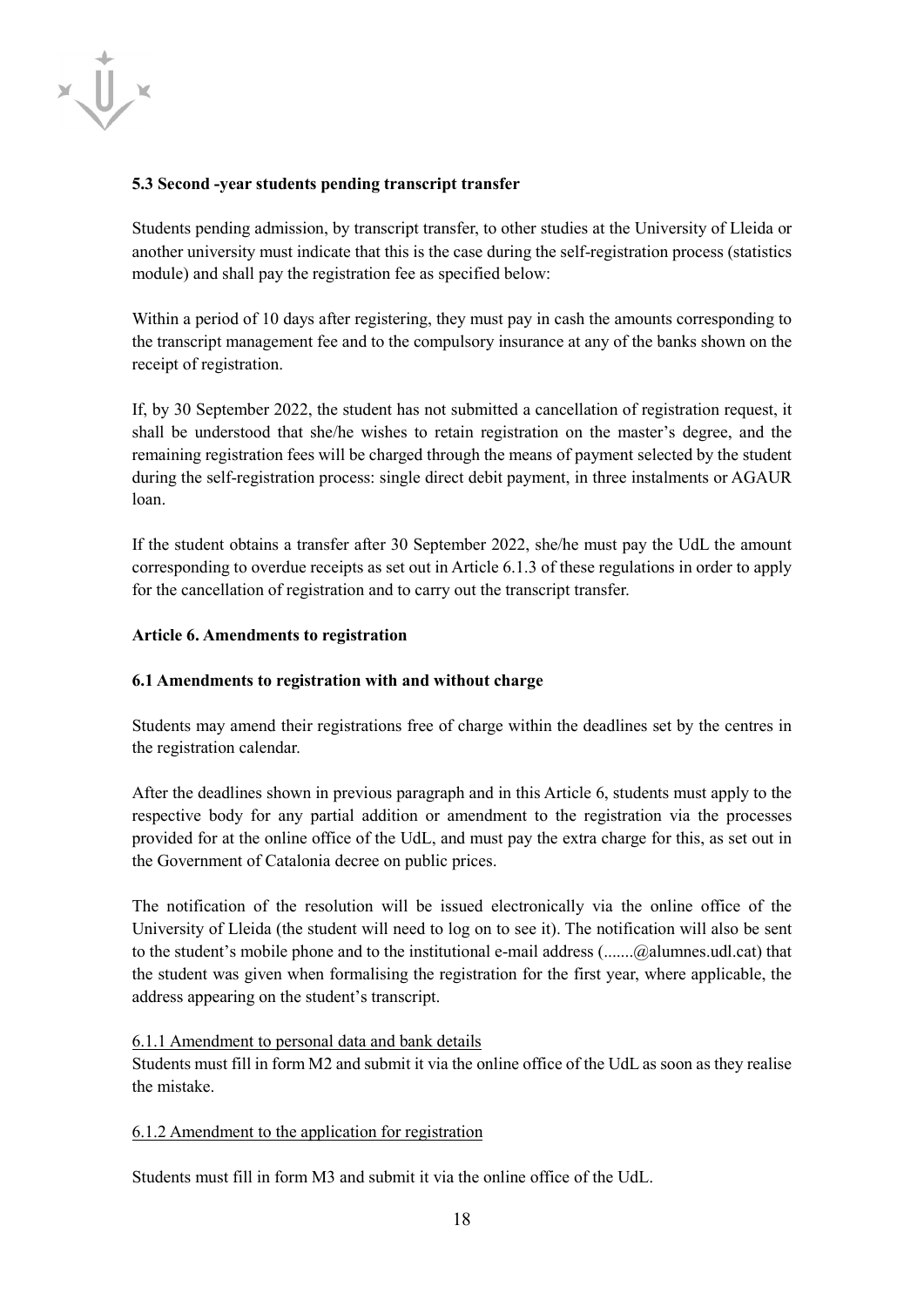### 5.3 Second -year students pending transcript transfer

Students pending admission, by transcript transfer, to other studies at the University of Lleida or another university must indicate that this is the case during the self-registration process (statistics module) and shall pay the registration fee as specified below:

Within a period of 10 days after registering, they must pay in cash the amounts corresponding to the transcript management fee and to the compulsory insurance at any of the banks shown on the receipt of registration.

If, by 30 September 2022, the student has not submitted a cancellation of registration request, it shall be understood that she/he wishes to retain registration on the master's degree, and the remaining registration fees will be charged through the means of payment selected by the student during the self-registration process: single direct debit payment, in three instalments or AGAUR loan.

If the student obtains a transfer after 30 September 2022, she/he must pay the UdL the amount corresponding to overdue receipts as set out in Article 6.1.3 of these regulations in order to apply for the cancellation of registration and to carry out the transcript transfer.

## Article 6. Amendments to registration

### 6.1 Amendments to registration with and without charge

Students may amend their registrations free of charge within the deadlines set by the centres in the registration calendar.

After the deadlines shown in previous paragraph and in this Article 6, students must apply to the respective body for any partial addition or amendment to the registration via the processes provided for at the online office of the UdL, and must pay the extra charge for this, as set out in the Government of Catalonia decree on public prices.

The notification of the resolution will be issued electronically via the online office of the University of Lleida (the student will need to log on to see it). The notification will also be sent to the student's mobile phone and to the institutional e-mail address (.......@alumnes.udl.cat) that the student was given when formalising the registration for the first year, where applicable, the address appearing on the student's transcript.

6.1.1 Amendment to personal data and bank details

Students must fill in form M2 and submit it via the online office of the UdL as soon as they realise the mistake.

6.1.2 Amendment to the application for registration

Students must fill in form M3 and submit it via the online office of the UdL.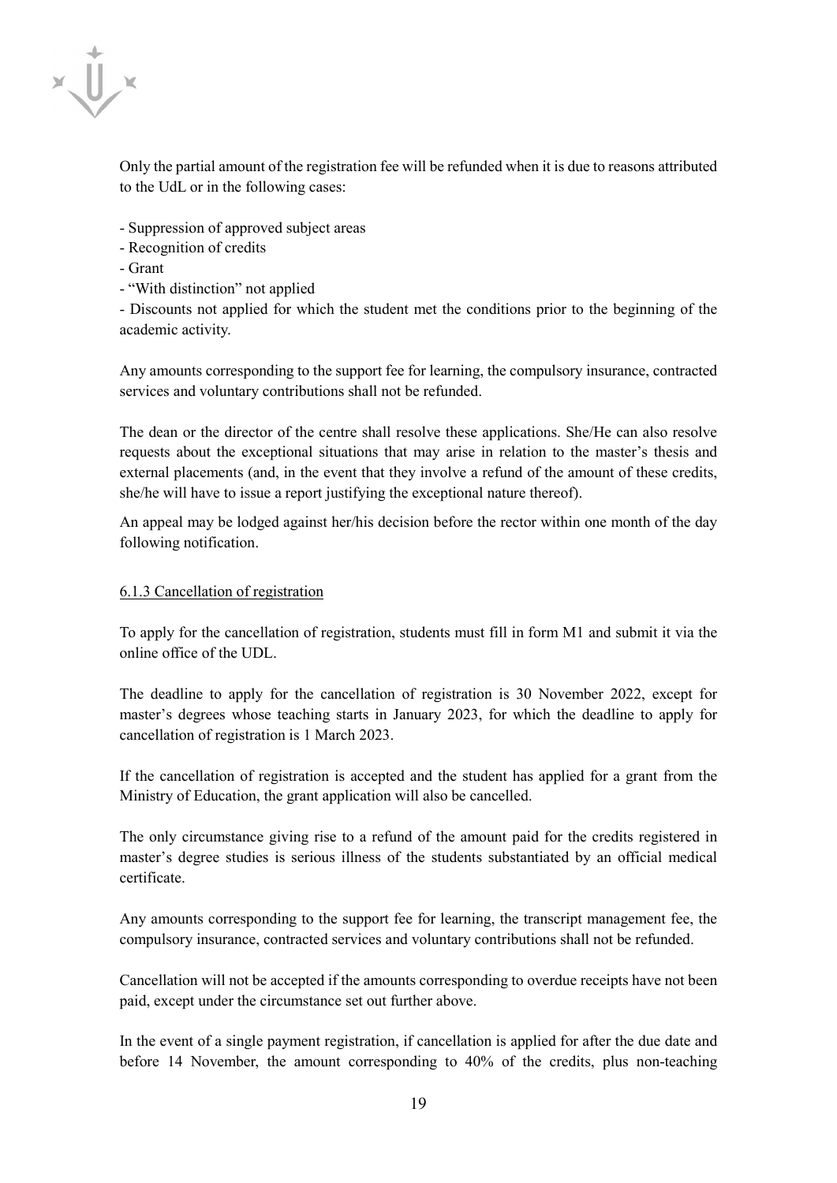Only the partial amount of the registration fee will be refunded when it is due to reasons attributed to the UdL or in the following cases:

- Suppression of approved subject areas
- Recognition of credits
- Grant
- "With distinction" not applied
- Discounts not applied for which the student met the conditions prior to the beginning of the academic activity.

Any amounts corresponding to the support fee for learning, the compulsory insurance, contracted services and voluntary contributions shall not be refunded.

The dean or the director of the centre shall resolve these applications. She/He can also resolve requests about the exceptional situations that may arise in relation to the master's thesis and external placements (and, in the event that they involve a refund of the amount of these credits, she/he will have to issue a report justifying the exceptional nature thereof).

An appeal may be lodged against her/his decision before the rector within one month of the day following notification.

### 6.1.3 Cancellation of registration

To apply for the cancellation of registration, students must fill in form M1 and submit it via the online office of the UDL.

The deadline to apply for the cancellation of registration is 30 November 2022, except for master's degrees whose teaching starts in January 2023, for which the deadline to apply for cancellation of registration is 1 March 2023.

If the cancellation of registration is accepted and the student has applied for a grant from the Ministry of Education, the grant application will also be cancelled.

The only circumstance giving rise to a refund of the amount paid for the credits registered in master's degree studies is serious illness of the students substantiated by an official medical certificate.

Any amounts corresponding to the support fee for learning, the transcript management fee, the compulsory insurance, contracted services and voluntary contributions shall not be refunded.

Cancellation will not be accepted if the amounts corresponding to overdue receipts have not been paid, except under the circumstance set out further above.

In the event of a single payment registration, if cancellation is applied for after the due date and before 14 November, the amount corresponding to 40% of the credits, plus non-teaching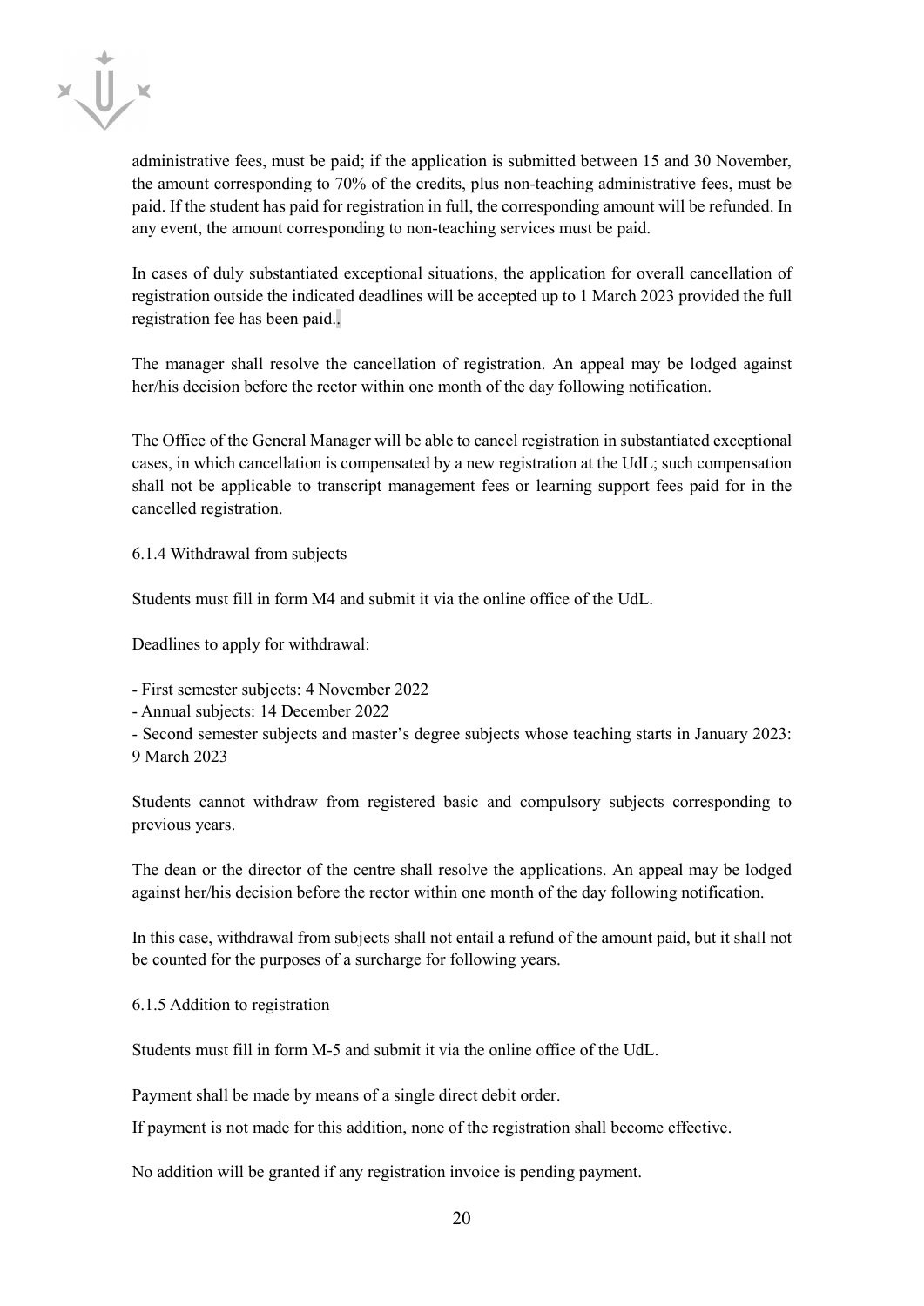administrative fees, must be paid; if the application is submitted between 15 and 30 November, the amount corresponding to 70% of the credits, plus non-teaching administrative fees, must be paid. If the student has paid for registration in full, the corresponding amount will be refunded. In any event, the amount corresponding to non-teaching services must be paid.

In cases of duly substantiated exceptional situations, the application for overall cancellation of registration outside the indicated deadlines will be accepted up to 1 March 2023 provided the full registration fee has been paid..

The manager shall resolve the cancellation of registration. An appeal may be lodged against her/his decision before the rector within one month of the day following notification.

The Office of the General Manager will be able to cancel registration in substantiated exceptional cases, in which cancellation is compensated by a new registration at the UdL; such compensation shall not be applicable to transcript management fees or learning support fees paid for in the cancelled registration.

6.1.4 Withdrawal from subjects

Students must fill in form M4 and submit it via the online office of the UdL.

Deadlines to apply for withdrawal:

- First semester subjects: 4 November 2022
- Annual subjects: 14 December 2022
- Second semester subjects and master's degree subjects whose teaching starts in January 2023: 9 March 2023

Students cannot withdraw from registered basic and compulsory subjects corresponding to previous years.

The dean or the director of the centre shall resolve the applications. An appeal may be lodged against her/his decision before the rector within one month of the day following notification.

In this case, withdrawal from subjects shall not entail a refund of the amount paid, but it shall not be counted for the purposes of a surcharge for following years.

6.1.5 Addition to registration

Students must fill in form M-5 and submit it via the online office of the UdL.

Payment shall be made by means of a single direct debit order.

If payment is not made for this addition, none of the registration shall become effective.

No addition will be granted if any registration invoice is pending payment.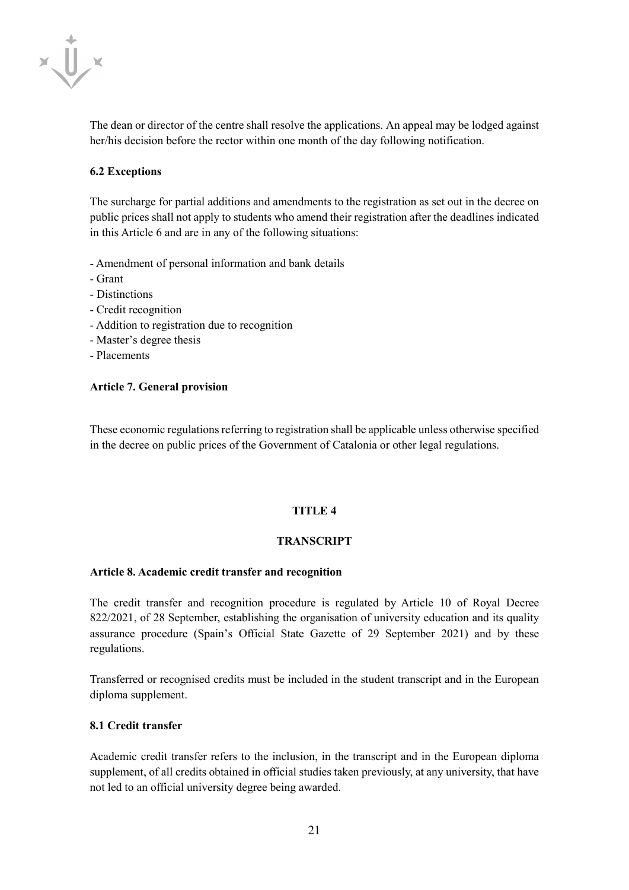The dean or director of the centre shall resolve the applications. An appeal may be lodged against her/his decision before the rector within one month of the day following notification.

### 6.2 Exceptions

The surcharge for partial additions and amendments to the registration as set out in the decree on public prices shall not apply to students who amend their registration after the deadlines indicated in this Article 6 and are in any of the following situations:

- Amendment of personal information and bank details
- Grant
- Distinctions
- Credit recognition
- Addition to registration due to recognition
- Master's degree thesis
- Placements

### Article 7. General provision

These economic regulations referring to registration shall be applicable unless otherwise specified in the decree on public prices of the Government of Catalonia or other legal regulations.

## TITLE 4

## TRANSCRIPT

### Article 8. Academic credit transfer and recognition

The credit transfer and recognition procedure is regulated by Article 10 of Royal Decree 822/2021, of 28 September, establishing the organisation of university education and its quality assurance procedure (Spain's Official State Gazette of 29 September 2021) and by these regulations.

Transferred or recognised credits must be included in the student transcript and in the European diploma supplement.

### 8.1 Credit transfer

Academic credit transfer refers to the inclusion, in the transcript and in the European diploma supplement, of all credits obtained in official studies taken previously, at any university, that have not led to an official university degree being awarded.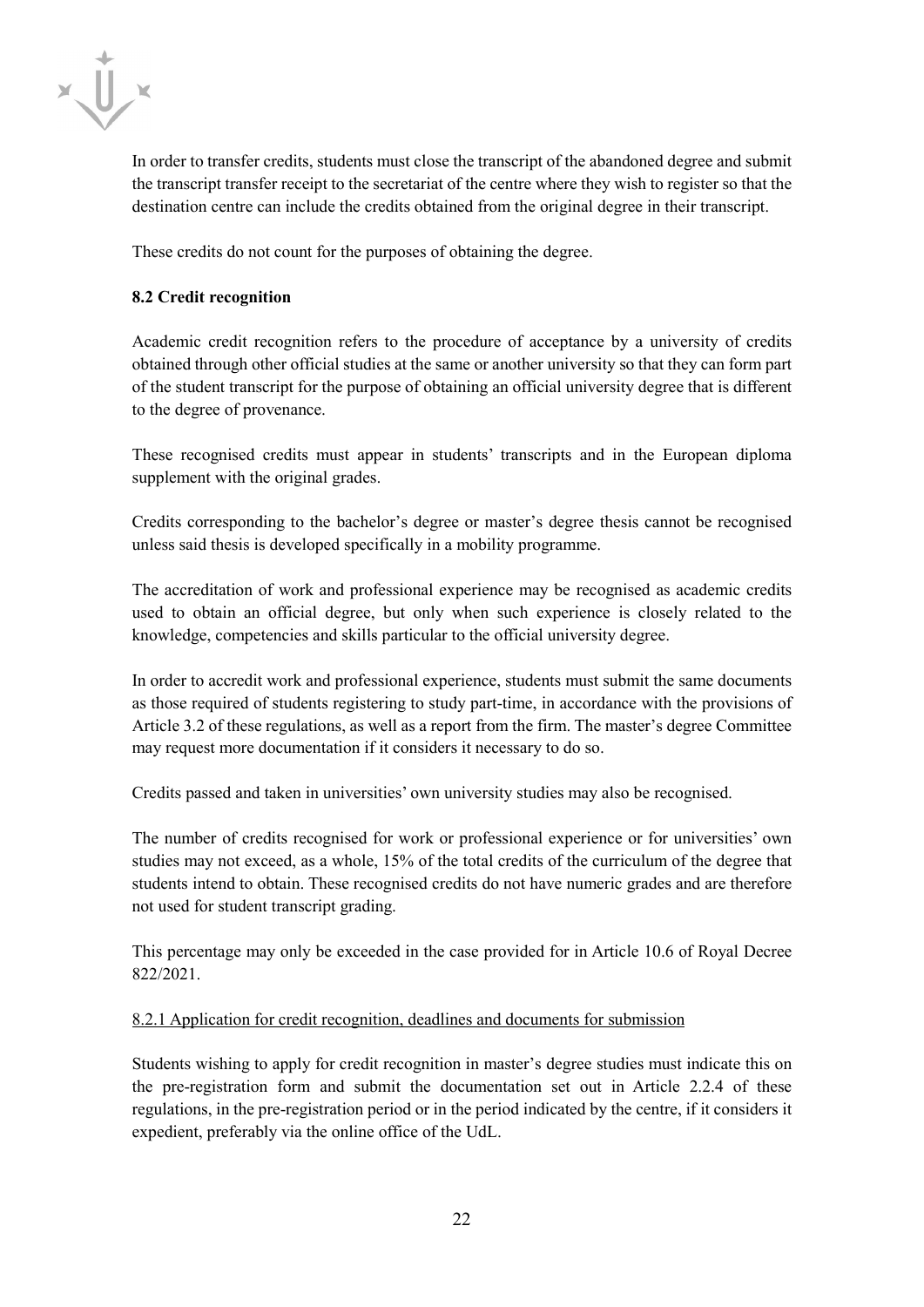In order to transfer credits, students must close the transcript of the abandoned degree and submit the transcript transfer receipt to the secretariat of the centre where they wish to register so that the destination centre can include the credits obtained from the original degree in their transcript.

These credits do not count for the purposes of obtaining the degree.

### 8.2 Credit recognition

Academic credit recognition refers to the procedure of acceptance by a university of credits obtained through other official studies at the same or another university so that they can form part of the student transcript for the purpose of obtaining an official university degree that is different to the degree of provenance.

These recognised credits must appear in students' transcripts and in the European diploma supplement with the original grades.

Credits corresponding to the bachelor's degree or master's degree thesis cannot be recognised unless said thesis is developed specifically in a mobility programme.

The accreditation of work and professional experience may be recognised as academic credits used to obtain an official degree, but only when such experience is closely related to the knowledge, competencies and skills particular to the official university degree.

In order to accredit work and professional experience, students must submit the same documents as those required of students registering to study part-time, in accordance with the provisions of Article 3.2 of these regulations, as well as a report from the firm. The master's degree Committee may request more documentation if it considers it necessary to do so.

Credits passed and taken in universities' own university studies may also be recognised.

The number of credits recognised for work or professional experience or for universities' own studies may not exceed, as a whole, 15% of the total credits of the curriculum of the degree that students intend to obtain. These recognised credits do not have numeric grades and are therefore not used for student transcript grading.

This percentage may only be exceeded in the case provided for in Article 10.6 of Royal Decree 822/2021.

#### 8.2.1 Application for credit recognition, deadlines and documents for submission

Students wishing to apply for credit recognition in master's degree studies must indicate this on the pre-registration form and submit the documentation set out in Article 2.2.4 of these regulations, in the pre-registration period or in the period indicated by the centre, if it considers it expedient, preferably via the online office of the UdL.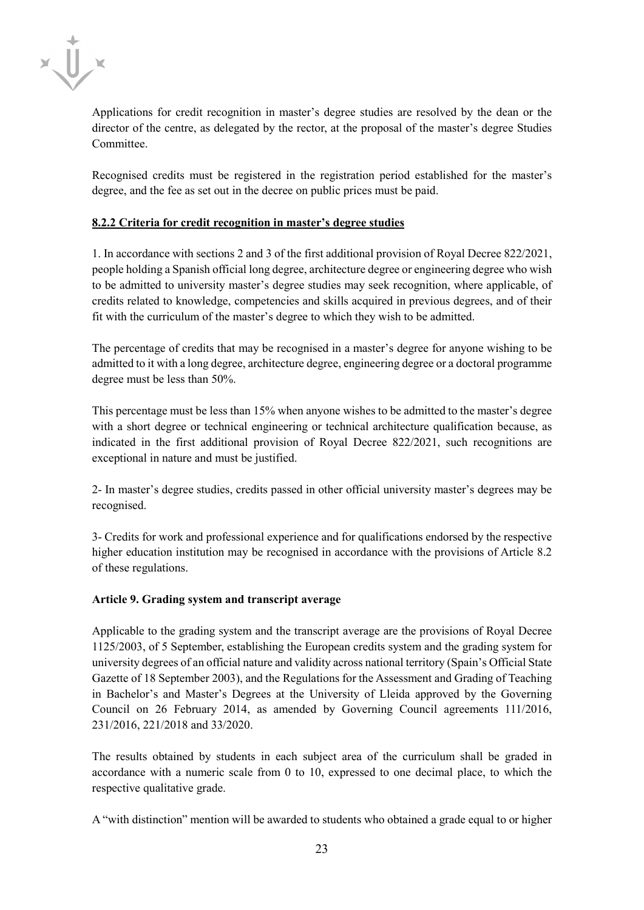Applications for credit recognition in master's degree studies are resolved by the dean or the director of the centre, as delegated by the rector, at the proposal of the master's degree Studies Committee.

Recognised credits must be registered in the registration period established for the master's degree, and the fee as set out in the decree on public prices must be paid.

**8.2.2 Criteria for credit recognition in master's degree studies**

1. In accordance with sections 2 and 3 of the first additional provision of Royal Decree 822/2021, people holding a Spanish official long degree, architecture degree or engineering degree who wish to be admitted to university master's degree studies may seek recognition, where applicable, of credits related to knowledge, competencies and skills acquired in previous degrees, and of their fit with the curriculum of the master's degree to which they wish to be admitted.

The percentage of credits that may be recognised in a master's degree for anyone wishing to be admitted to it with a long degree, architecture degree, engineering degree or a doctoral programme degree must be less than 50%.

This percentage must be less than 15% when anyone wishes to be admitted to the master's degree with a short degree or technical engineering or technical architecture qualification because, as indicated in the first additional provision of Royal Decree 822/2021, such recognitions are exceptional in nature and must be justified.

2- In master's degree studies, credits passed in other official university master's degrees may be recognised.

3- Credits for work and professional experience and for qualifications endorsed by the respective higher education institution may be recognised in accordance with the provisions of Article 8.2 of these regulations.

**Article 9. Grading system and transcript average**

Applicable to the grading system and the transcript average are the provisions of Royal Decree 1125/2003, of 5 September, establishing the European credits system and the grading system for university degrees of an official nature and validity across national territory (Spain's Official State Gazette of 18 September 2003), and the Regulations for the Assessment and Grading of Teaching in Bachelor's and Master's Degrees at the University of Lleida approved by the Governing Council on 26 February 2014, as amended by Governing Council agreements 111/2016, 231/2016, 221/2018 and 33/2020.

The results obtained by students in each subject area of the curriculum shall be graded in accordance with a numeric scale from 0 to 10, expressed to one decimal place, to which the respective qualitative grade.

A "with distinction" mention will be awarded to students who obtained a grade equal to or higher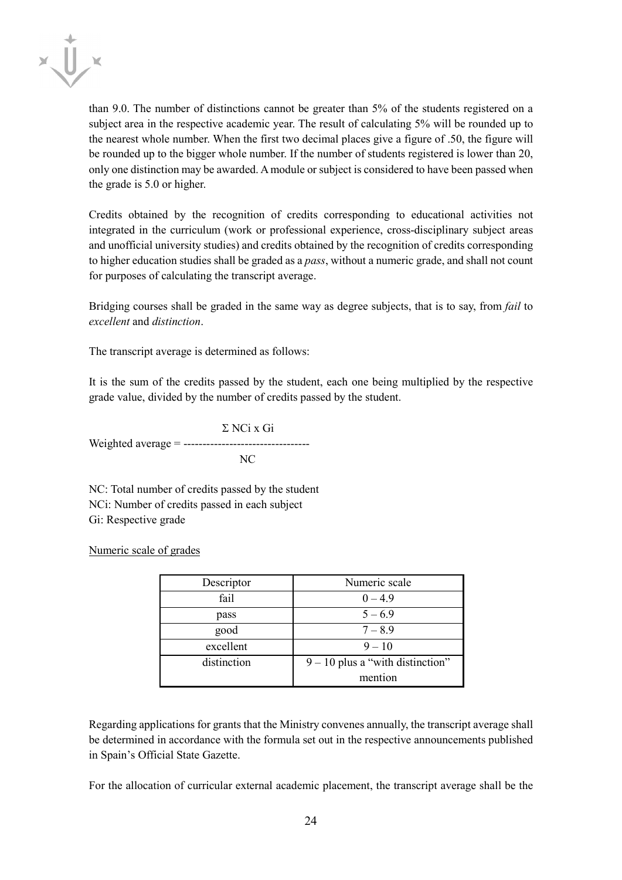than 9.0. The number of distinctions cannot be greater than 5% of the students registered on a subject area in the respective academic year. The result of calculating 5% will be rounded up to the nearest whole number. When the first two decimal places give a figure of .50, the figure will be rounded up to the bigger whole number. If the number of students registered is lower than 20, only one distinction may be awarded. A module or subject is considered to have been passed when the grade is 5.0 or higher.

Credits obtained by the recognition of credits corresponding to educational activities not integrated in the curriculum (work or professional experience, cross-disciplinary subject areas and unofficial university studies) and credits obtained by the recognition of credits corresponding to higher education studies shall be graded as a *pass*, without a numeric grade, and shall not count for purposes of calculating the transcript average.

Bridging courses shall be graded in the same way as degree subjects, that is to say, from *fail* to *excellent* and *distinction*.

The transcript average is determined as follows:

It is the sum of the credits passed by the student, each one being multiplied by the respective grade value, divided by the number of credits passed by the student.

$$\text{Weighted average} = \frac{\Sigma\ NC_i \times G_i}{NC}$$

NC: Total number of credits passed by the student
$NC_i$: Number of credits passed in each subject
$G_i$: Respective grade

<u>Numeric scale of grades</u>

| Descriptor | Numeric scale |
|---|---|
| fail | 0 – 4.9 |
| pass | 5 – 6.9 |
| good | 7 – 8.9 |
| excellent | 9 – 10 |
| distinction | 9 – 10 plus a "with distinction" mention |

Regarding applications for grants that the Ministry convenes annually, the transcript average shall be determined in accordance with the formula set out in the respective announcements published in Spain's Official State Gazette.

For the allocation of curricular external academic placement, the transcript average shall be the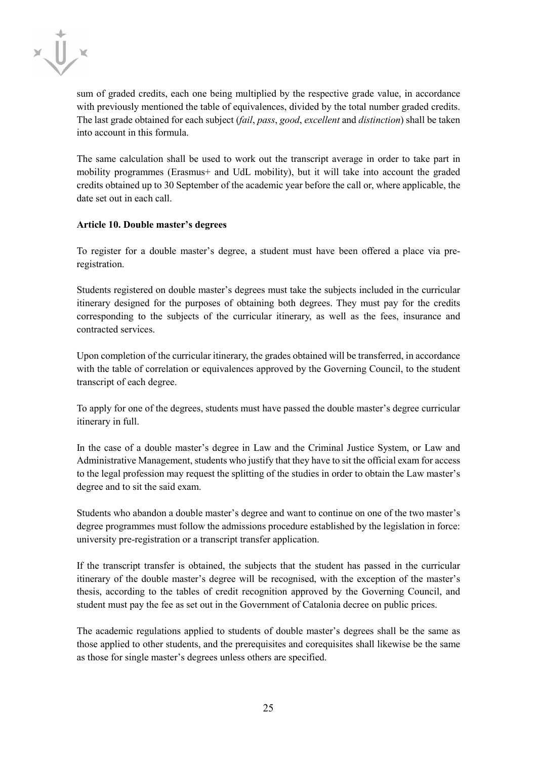sum of graded credits, each one being multiplied by the respective grade value, in accordance with previously mentioned the table of equivalences, divided by the total number graded credits. The last grade obtained for each subject (*fail*, *pass*, *good*, *excellent* and *distinction*) shall be taken into account in this formula.

The same calculation shall be used to work out the transcript average in order to take part in mobility programmes (Erasmus+ and UdL mobility), but it will take into account the graded credits obtained up to 30 September of the academic year before the call or, where applicable, the date set out in each call.

**Article 10. Double master's degrees**

To register for a double master's degree, a student must have been offered a place via pre-registration.

Students registered on double master's degrees must take the subjects included in the curricular itinerary designed for the purposes of obtaining both degrees. They must pay for the credits corresponding to the subjects of the curricular itinerary, as well as the fees, insurance and contracted services.

Upon completion of the curricular itinerary, the grades obtained will be transferred, in accordance with the table of correlation or equivalences approved by the Governing Council, to the student transcript of each degree.

To apply for one of the degrees, students must have passed the double master's degree curricular itinerary in full.

In the case of a double master's degree in Law and the Criminal Justice System, or Law and Administrative Management, students who justify that they have to sit the official exam for access to the legal profession may request the splitting of the studies in order to obtain the Law master's degree and to sit the said exam.

Students who abandon a double master's degree and want to continue on one of the two master's degree programmes must follow the admissions procedure established by the legislation in force: university pre-registration or a transcript transfer application.

If the transcript transfer is obtained, the subjects that the student has passed in the curricular itinerary of the double master's degree will be recognised, with the exception of the master's thesis, according to the tables of credit recognition approved by the Governing Council, and student must pay the fee as set out in the Government of Catalonia decree on public prices.

The academic regulations applied to students of double master's degrees shall be the same as those applied to other students, and the prerequisites and corequisites shall likewise be the same as those for single master's degrees unless others are specified.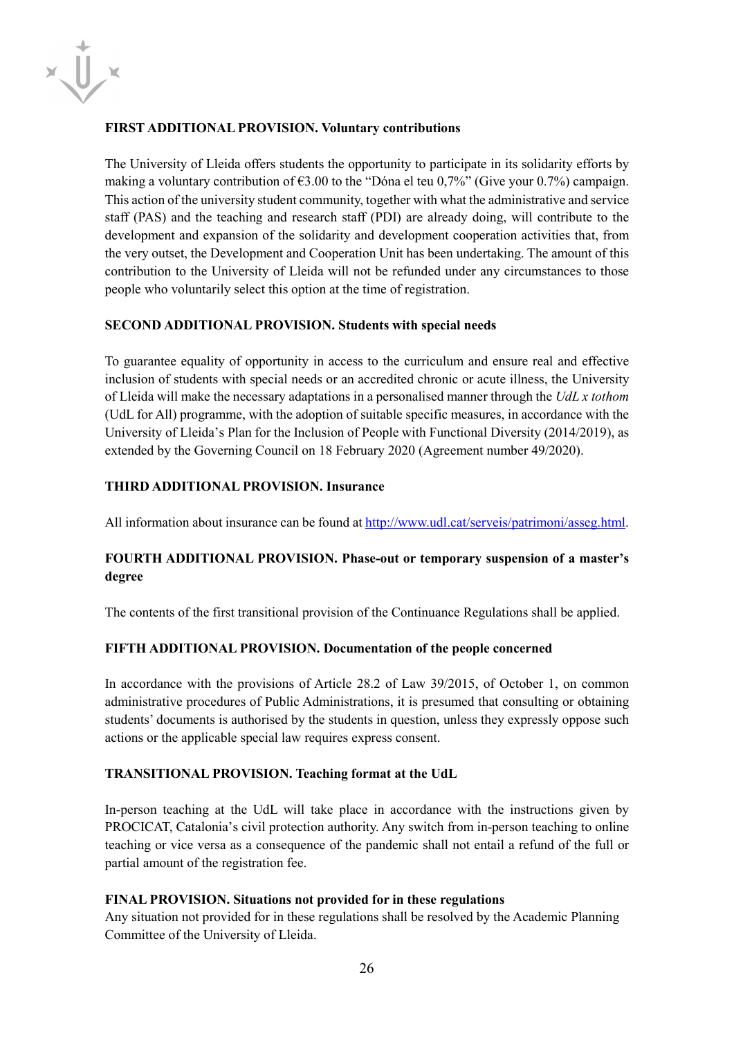**FIRST ADDITIONAL PROVISION. Voluntary contributions**

The University of Lleida offers students the opportunity to participate in its solidarity efforts by making a voluntary contribution of €3.00 to the "Dóna el teu 0,7%" (Give your 0.7%) campaign. This action of the university student community, together with what the administrative and service staff (PAS) and the teaching and research staff (PDI) are already doing, will contribute to the development and expansion of the solidarity and development cooperation activities that, from the very outset, the Development and Cooperation Unit has been undertaking. The amount of this contribution to the University of Lleida will not be refunded under any circumstances to those people who voluntarily select this option at the time of registration.

**SECOND ADDITIONAL PROVISION. Students with special needs**

To guarantee equality of opportunity in access to the curriculum and ensure real and effective inclusion of students with special needs or an accredited chronic or acute illness, the University of Lleida will make the necessary adaptations in a personalised manner through the *UdL x tothom* (UdL for All) programme, with the adoption of suitable specific measures, in accordance with the University of Lleida's Plan for the Inclusion of People with Functional Diversity (2014/2019), as extended by the Governing Council on 18 February 2020 (Agreement number 49/2020).

**THIRD ADDITIONAL PROVISION. Insurance**

All information about insurance can be found at http://www.udl.cat/serveis/patrimoni/asseg.html.

**FOURTH ADDITIONAL PROVISION. Phase-out or temporary suspension of a master's degree**

The contents of the first transitional provision of the Continuance Regulations shall be applied.

**FIFTH ADDITIONAL PROVISION. Documentation of the people concerned**

In accordance with the provisions of Article 28.2 of Law 39/2015, of October 1, on common administrative procedures of Public Administrations, it is presumed that consulting or obtaining students' documents is authorised by the students in question, unless they expressly oppose such actions or the applicable special law requires express consent.

**TRANSITIONAL PROVISION. Teaching format at the UdL**

In-person teaching at the UdL will take place in accordance with the instructions given by PROCICAT, Catalonia's civil protection authority. Any switch from in-person teaching to online teaching or vice versa as a consequence of the pandemic shall not entail a refund of the full or partial amount of the registration fee.

**FINAL PROVISION. Situations not provided for in these regulations**

Any situation not provided for in these regulations shall be resolved by the Academic Planning Committee of the University of Lleida.